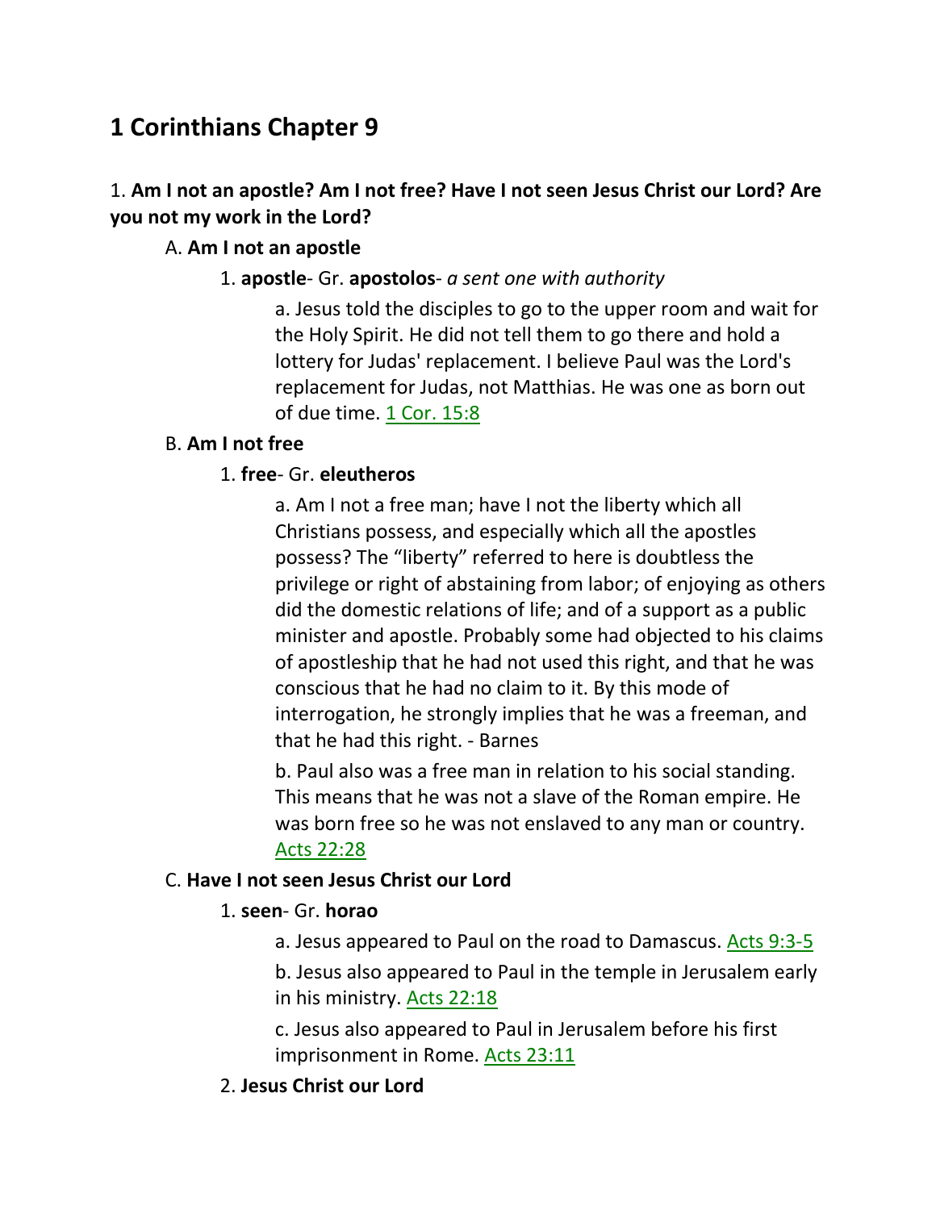# 1 Corinthians Chapter 9

1. **Am I not an apostle? Am I not free? Have I not seen Jesus Christ our Lord? Are you not my work in the Lord?**

   A. **Am I not an apostle**

      1. **apostle**- Gr. **apostolos**- *a sent one with authority*

         a. Jesus told the disciples to go to the upper room and wait for the Holy Spirit. He did not tell them to go there and hold a lottery for Judas' replacement. I believe Paul was the Lord's replacement for Judas, not Matthias. He was one as born out of due time. 1 Cor. 15:8

   B. **Am I not free**

      1. **free**- Gr. **eleutheros**

         a. Am I not a free man; have I not the liberty which all Christians possess, and especially which all the apostles possess? The "liberty" referred to here is doubtless the privilege or right of abstaining from labor; of enjoying as others did the domestic relations of life; and of a support as a public minister and apostle. Probably some had objected to his claims of apostleship that he had not used this right, and that he was conscious that he had no claim to it. By this mode of interrogation, he strongly implies that he was a freeman, and that he had this right. - Barnes

         b. Paul also was a free man in relation to his social standing. This means that he was not a slave of the Roman empire. He was born free so he was not enslaved to any man or country. Acts 22:28

   C. **Have I not seen Jesus Christ our Lord**

      1. **seen**- Gr. **horao**

         a. Jesus appeared to Paul on the road to Damascus. Acts 9:3-5

         b. Jesus also appeared to Paul in the temple in Jerusalem early in his ministry. Acts 22:18

         c. Jesus also appeared to Paul in Jerusalem before his first imprisonment in Rome. Acts 23:11

      2. **Jesus Christ our Lord**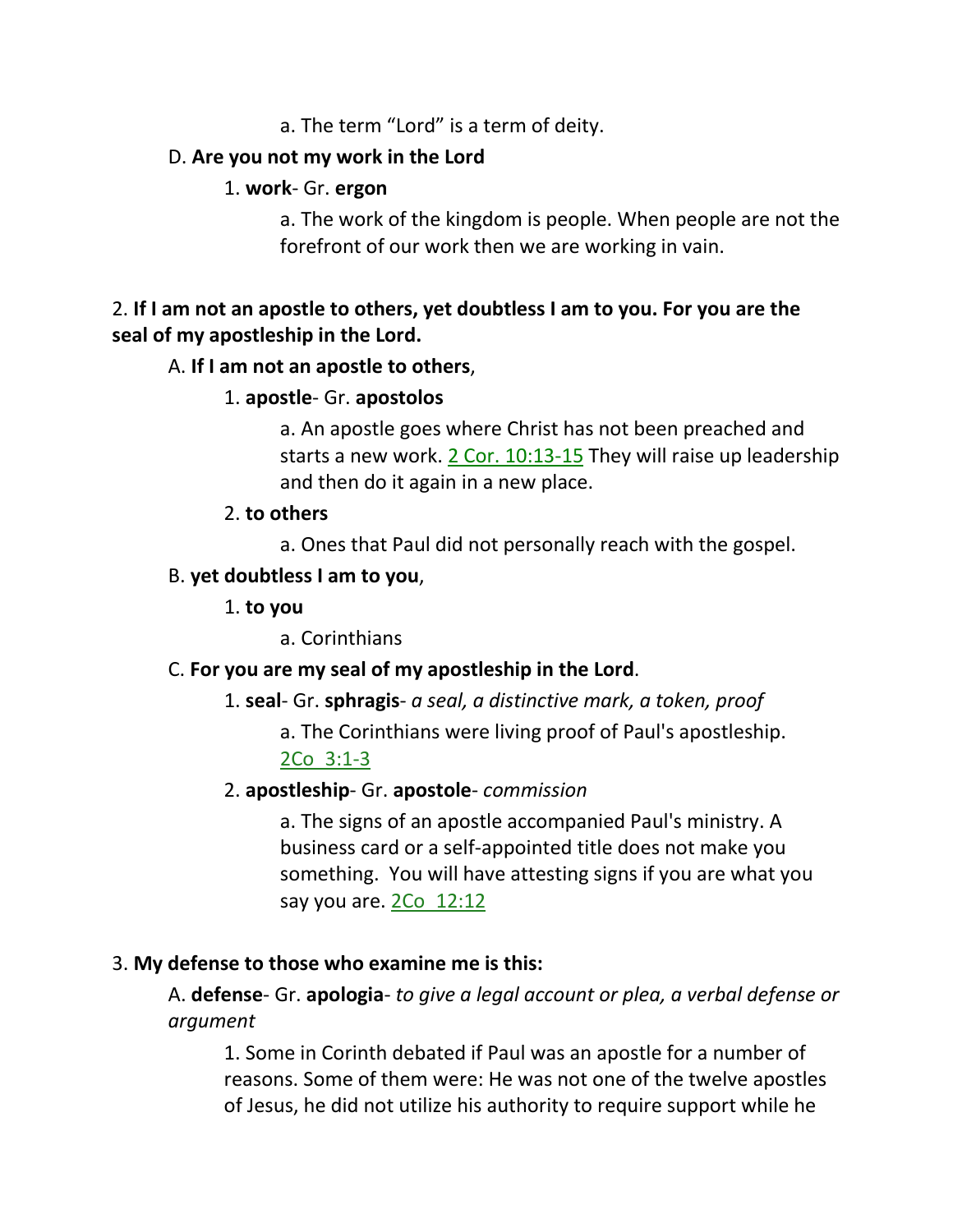a. The term "Lord" is a term of deity.

D. **Are you not my work in the Lord**

1. **work**- Gr. **ergon**

a. The work of the kingdom is people. When people are not the forefront of our work then we are working in vain.

2. **If I am not an apostle to others, yet doubtless I am to you. For you are the seal of my apostleship in the Lord.**

A. **If I am not an apostle to others**,

1. **apostle**- Gr. **apostolos**

a. An apostle goes where Christ has not been preached and starts a new work. 2 Cor. 10:13-15 They will raise up leadership and then do it again in a new place.

2. **to others**

a. Ones that Paul did not personally reach with the gospel.

B. **yet doubtless I am to you**,

1. **to you**

a. Corinthians

C. **For you are my seal of my apostleship in the Lord**.

1. **seal**- Gr. **sphragis**- *a seal, a distinctive mark, a token, proof*

a. The Corinthians were living proof of Paul's apostleship. 2Co 3:1-3

2. **apostleship**- Gr. **apostole**- *commission*

a. The signs of an apostle accompanied Paul's ministry. A business card or a self-appointed title does not make you something. You will have attesting signs if you are what you say you are. 2Co 12:12

3. **My defense to those who examine me is this:**

A. **defense**- Gr. **apologia**- *to give a legal account or plea, a verbal defense or argument*

1. Some in Corinth debated if Paul was an apostle for a number of reasons. Some of them were: He was not one of the twelve apostles of Jesus, he did not utilize his authority to require support while he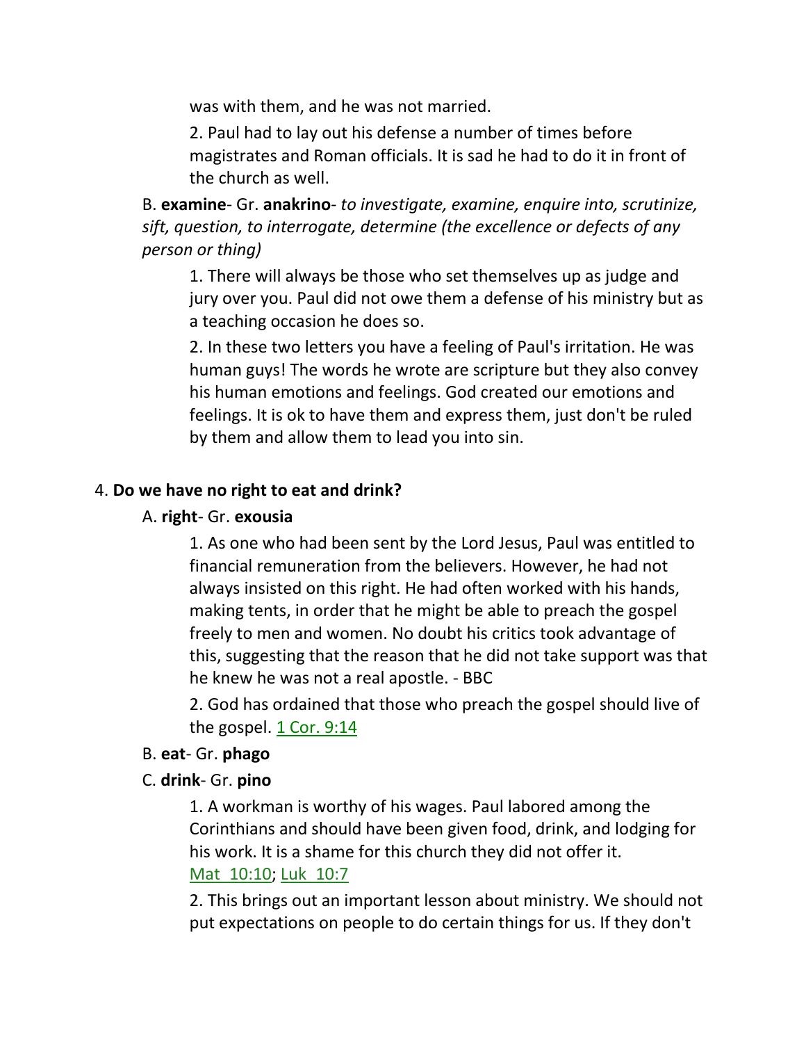was with them, and he was not married.

2. Paul had to lay out his defense a number of times before magistrates and Roman officials. It is sad he had to do it in front of the church as well.

B. **examine**- Gr. **anakrino**- *to investigate, examine, enquire into, scrutinize, sift, question, to interrogate, determine (the excellence or defects of any person or thing)*

1. There will always be those who set themselves up as judge and jury over you. Paul did not owe them a defense of his ministry but as a teaching occasion he does so.

2. In these two letters you have a feeling of Paul's irritation. He was human guys! The words he wrote are scripture but they also convey his human emotions and feelings. God created our emotions and feelings. It is ok to have them and express them, just don't be ruled by them and allow them to lead you into sin.

4. **Do we have no right to eat and drink?**

A. **right**- Gr. **exousia**

1. As one who had been sent by the Lord Jesus, Paul was entitled to financial remuneration from the believers. However, he had not always insisted on this right. He had often worked with his hands, making tents, in order that he might be able to preach the gospel freely to men and women. No doubt his critics took advantage of this, suggesting that the reason that he did not take support was that he knew he was not a real apostle. - BBC

2. God has ordained that those who preach the gospel should live of the gospel. 1 Cor. 9:14

B. **eat**- Gr. **phago**

C. **drink**- Gr. **pino**

1. A workman is worthy of his wages. Paul labored among the Corinthians and should have been given food, drink, and lodging for his work. It is a shame for this church they did not offer it. Mat 10:10; Luk 10:7

2. This brings out an important lesson about ministry. We should not put expectations on people to do certain things for us. If they don't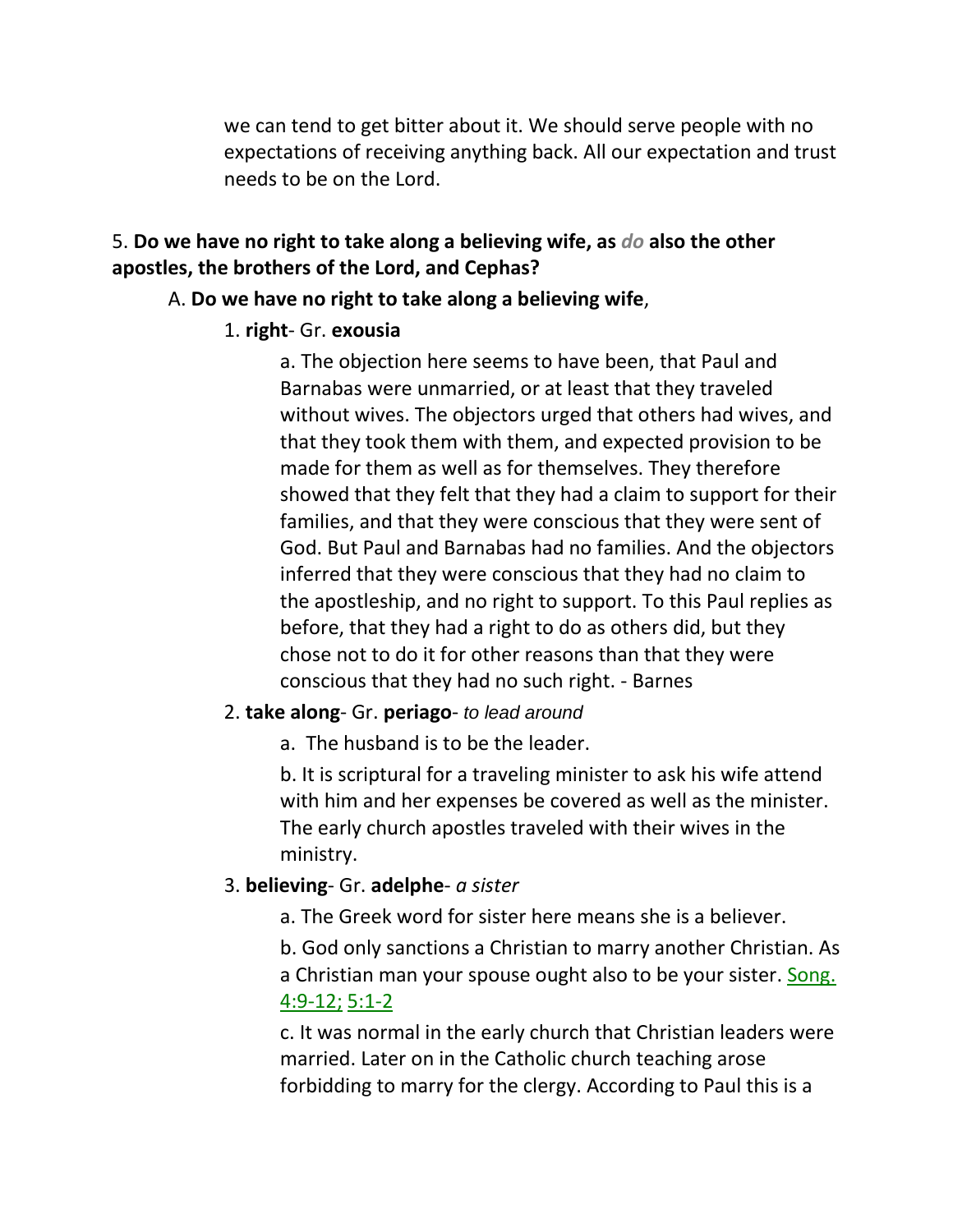we can tend to get bitter about it. We should serve people with no expectations of receiving anything back. All our expectation and trust needs to be on the Lord.

5. **Do we have no right to take along a believing wife, as *do* also the other apostles, the brothers of the Lord, and Cephas?**

A. **Do we have no right to take along a believing wife**,

1. **right**- Gr. **exousia**

a. The objection here seems to have been, that Paul and Barnabas were unmarried, or at least that they traveled without wives. The objectors urged that others had wives, and that they took them with them, and expected provision to be made for them as well as for themselves. They therefore showed that they felt that they had a claim to support for their families, and that they were conscious that they were sent of God. But Paul and Barnabas had no families. And the objectors inferred that they were conscious that they had no claim to the apostleship, and no right to support. To this Paul replies as before, that they had a right to do as others did, but they chose not to do it for other reasons than that they were conscious that they had no such right. - Barnes

2. **take along**- Gr. **periago**- *to lead around*

a. The husband is to be the leader.

b. It is scriptural for a traveling minister to ask his wife attend with him and her expenses be covered as well as the minister. The early church apostles traveled with their wives in the ministry.

3. **believing**- Gr. **adelphe**- *a sister*

a. The Greek word for sister here means she is a believer.

b. God only sanctions a Christian to marry another Christian. As a Christian man your spouse ought also to be your sister. Song. 4:9-12; 5:1-2

c. It was normal in the early church that Christian leaders were married. Later on in the Catholic church teaching arose forbidding to marry for the clergy. According to Paul this is a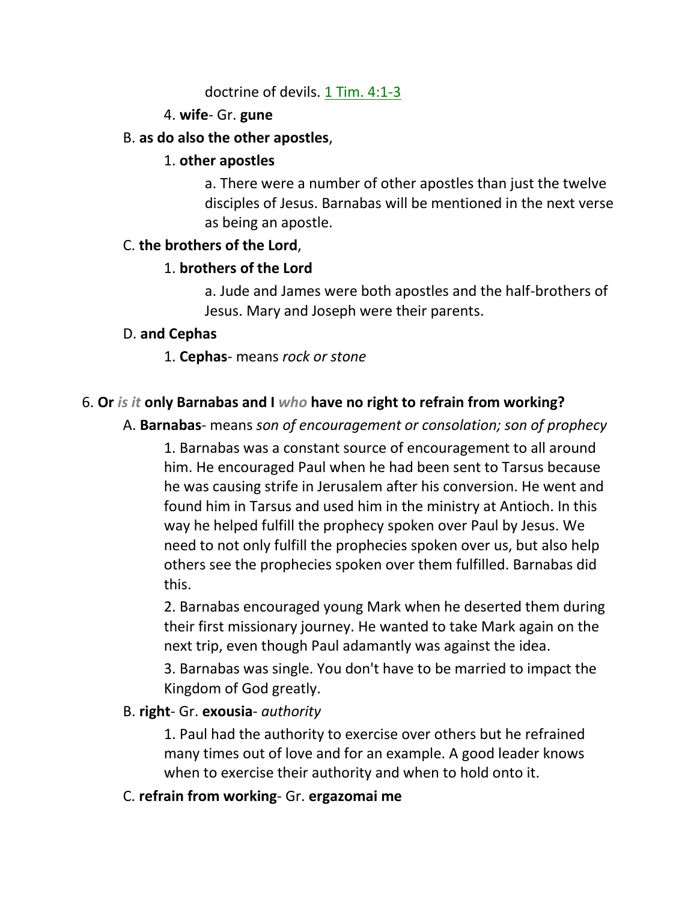doctrine of devils. 1 Tim. 4:1-3

4. **wife**- Gr. **gune**

B. **as do also the other apostles**,

1. **other apostles**

a. There were a number of other apostles than just the twelve disciples of Jesus. Barnabas will be mentioned in the next verse as being an apostle.

C. **the brothers of the Lord**,

1. **brothers of the Lord**

a. Jude and James were both apostles and the half-brothers of Jesus. Mary and Joseph were their parents.

D. **and Cephas**

1. **Cephas**- means *rock or stone*

6. **Or** ***is it*** **only Barnabas and I** ***who*** **have no right to refrain from working?**

A. **Barnabas**- means *son of encouragement or consolation; son of prophecy*

1. Barnabas was a constant source of encouragement to all around him. He encouraged Paul when he had been sent to Tarsus because he was causing strife in Jerusalem after his conversion. He went and found him in Tarsus and used him in the ministry at Antioch. In this way he helped fulfill the prophecy spoken over Paul by Jesus. We need to not only fulfill the prophecies spoken over us, but also help others see the prophecies spoken over them fulfilled. Barnabas did this.

2. Barnabas encouraged young Mark when he deserted them during their first missionary journey. He wanted to take Mark again on the next trip, even though Paul adamantly was against the idea.

3. Barnabas was single. You don't have to be married to impact the Kingdom of God greatly.

B. **right**- Gr. **exousia**- *authority*

1. Paul had the authority to exercise over others but he refrained many times out of love and for an example. A good leader knows when to exercise their authority and when to hold onto it.

C. **refrain from working**- Gr. **ergazomai me**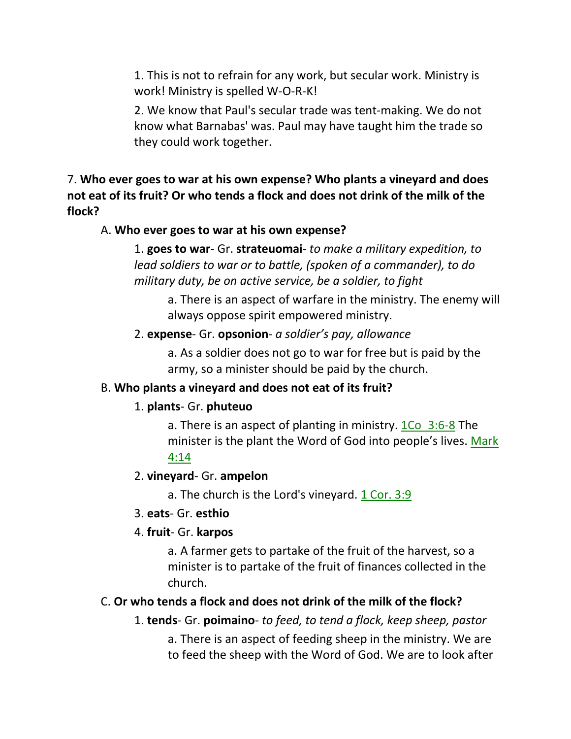1. This is not to refrain for any work, but secular work. Ministry is work! Ministry is spelled W-O-R-K!

2. We know that Paul's secular trade was tent-making. We do not know what Barnabas' was. Paul may have taught him the trade so they could work together.

7. **Who ever goes to war at his own expense? Who plants a vineyard and does not eat of its fruit? Or who tends a flock and does not drink of the milk of the flock?**

A. **Who ever goes to war at his own expense?**

1. **goes to war**- Gr. **strateuomai**- *to make a military expedition, to lead soldiers to war or to battle, (spoken of a commander), to do military duty, be on active service, be a soldier, to fight*

a. There is an aspect of warfare in the ministry. The enemy will always oppose spirit empowered ministry.

2. **expense**- Gr. **opsonion**- *a soldier's pay, allowance*

a. As a soldier does not go to war for free but is paid by the army, so a minister should be paid by the church.

B. **Who plants a vineyard and does not eat of its fruit?**

1. **plants**- Gr. **phuteuo**

a. There is an aspect of planting in ministry. 1Co 3:6-8 The minister is the plant the Word of God into people's lives. Mark 4:14

2. **vineyard**- Gr. **ampelon**

a. The church is the Lord's vineyard. 1 Cor. 3:9

3. **eats**- Gr. **esthio**

4. **fruit**- Gr. **karpos**

a. A farmer gets to partake of the fruit of the harvest, so a minister is to partake of the fruit of finances collected in the church.

C. **Or who tends a flock and does not drink of the milk of the flock?**

1. **tends**- Gr. **poimaino**- *to feed, to tend a flock, keep sheep, pastor*

a. There is an aspect of feeding sheep in the ministry. We are to feed the sheep with the Word of God. We are to look after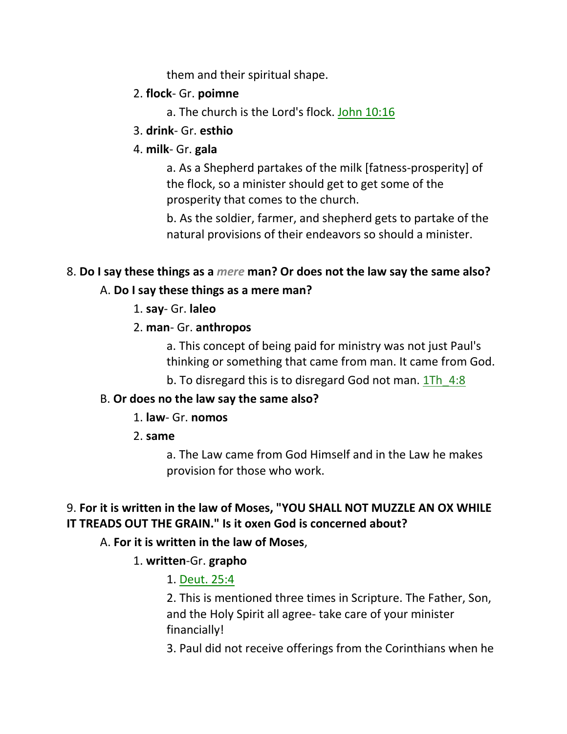them and their spiritual shape.

2. **flock**- Gr. **poimne**

   a. The church is the Lord's flock. John 10:16

3. **drink**- Gr. **esthio**

4. **milk**- Gr. **gala**

   a. As a Shepherd partakes of the milk [fatness-prosperity] of the flock, so a minister should get to get some of the prosperity that comes to the church.

   b. As the soldier, farmer, and shepherd gets to partake of the natural provisions of their endeavors so should a minister.

8. **Do I say these things as a** ***mere*** **man? Or does not the law say the same also?**

   A. **Do I say these things as a mere man?**

   1. **say**- Gr. **laleo**

   2. **man**- Gr. **anthropos**

      a. This concept of being paid for ministry was not just Paul's thinking or something that came from man. It came from God.

      b. To disregard this is to disregard God not man. 1Th_4:8

   B. **Or does no the law say the same also?**

   1. **law**- Gr. **nomos**

   2. **same**

      a. The Law came from God Himself and in the Law he makes provision for those who work.

9. **For it is written in the law of Moses, "YOU SHALL NOT MUZZLE AN OX WHILE IT TREADS OUT THE GRAIN." Is it oxen God is concerned about?**

   A. **For it is written in the law of Moses**,

   1. **written**-Gr. **grapho**

      1. Deut. 25:4

      2. This is mentioned three times in Scripture. The Father, Son, and the Holy Spirit all agree- take care of your minister financially!

      3. Paul did not receive offerings from the Corinthians when he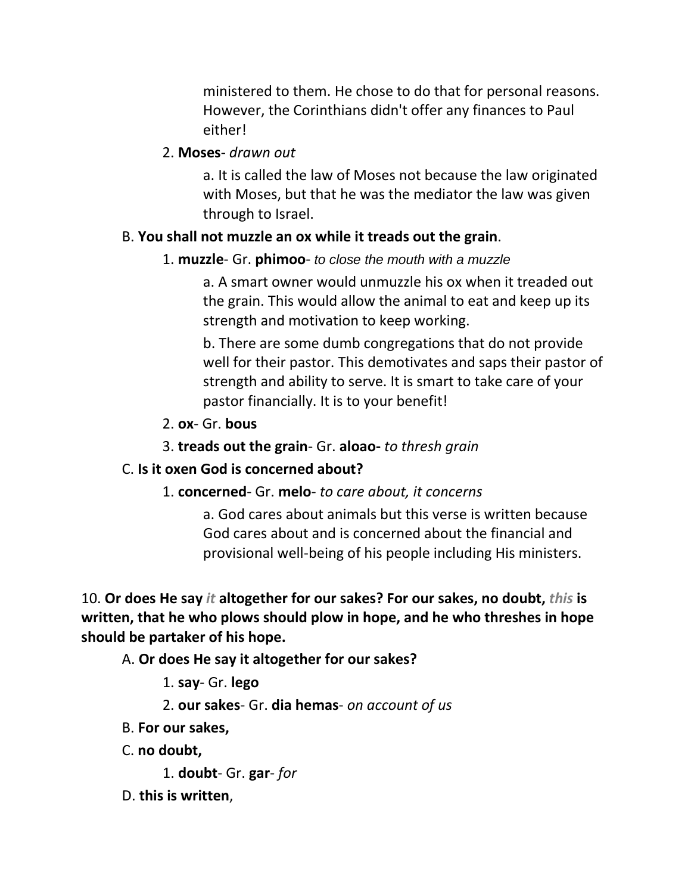ministered to them. He chose to do that for personal reasons. However, the Corinthians didn't offer any finances to Paul either!

2. **Moses**- *drawn out*

a. It is called the law of Moses not because the law originated with Moses, but that he was the mediator the law was given through to Israel.

B. **You shall not muzzle an ox while it treads out the grain**.

1. **muzzle**- Gr. **phimoo**- *to close the mouth with a muzzle*

a. A smart owner would unmuzzle his ox when it treaded out the grain. This would allow the animal to eat and keep up its strength and motivation to keep working.

b. There are some dumb congregations that do not provide well for their pastor. This demotivates and saps their pastor of strength and ability to serve. It is smart to take care of your pastor financially. It is to your benefit!

2. **ox**- Gr. **bous**

3. **treads out the grain**- Gr. **aloao-** *to thresh grain*

C. **Is it oxen God is concerned about?**

1. **concerned**- Gr. **melo**- *to care about, it concerns*

a. God cares about animals but this verse is written because God cares about and is concerned about the financial and provisional well-being of his people including His ministers.

10. **Or does He say *it* altogether for our sakes? For our sakes, no doubt, *this* is written, that he who plows should plow in hope, and he who threshes in hope should be partaker of his hope.**

A. **Or does He say it altogether for our sakes?**

1. **say**- Gr. **lego**

2. **our sakes**- Gr. **dia hemas**- *on account of us*

B. **For our sakes,**

C. **no doubt,**

1. **doubt**- Gr. **gar**- *for*

D. **this is written**,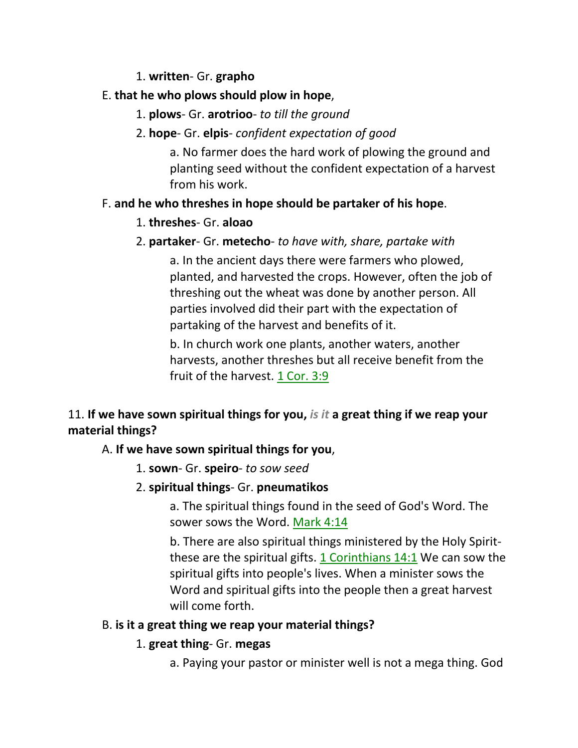1. **written**- Gr. **grapho**

E. **that he who plows should plow in hope**,

1. **plows**- Gr. **arotrioo**- *to till the ground*
2. **hope**- Gr. **elpis**- *confident expectation of good*

   a. No farmer does the hard work of plowing the ground and planting seed without the confident expectation of a harvest from his work.

F. **and he who threshes in hope should be partaker of his hope**.

1. **threshes**- Gr. **aloao**
2. **partaker**- Gr. **metecho**- *to have with, share, partake with*

   a. In the ancient days there were farmers who plowed, planted, and harvested the crops. However, often the job of threshing out the wheat was done by another person. All parties involved did their part with the expectation of partaking of the harvest and benefits of it.

   b. In church work one plants, another waters, another harvests, another threshes but all receive benefit from the fruit of the harvest. 1 Cor. 3:9

11. **If we have sown spiritual things for you,** ***is it*** **a great thing if we reap your material things?**

A. **If we have sown spiritual things for you**,

1. **sown**- Gr. **speiro**- *to sow seed*
2. **spiritual things**- Gr. **pneumatikos**

   a. The spiritual things found in the seed of God's Word. The sower sows the Word. Mark 4:14

   b. There are also spiritual things ministered by the Holy Spirit- these are the spiritual gifts. 1 Corinthians 14:1 We can sow the spiritual gifts into people's lives. When a minister sows the Word and spiritual gifts into the people then a great harvest will come forth.

B. **is it a great thing we reap your material things?**

1. **great thing**- Gr. **megas**

   a. Paying your pastor or minister well is not a mega thing. God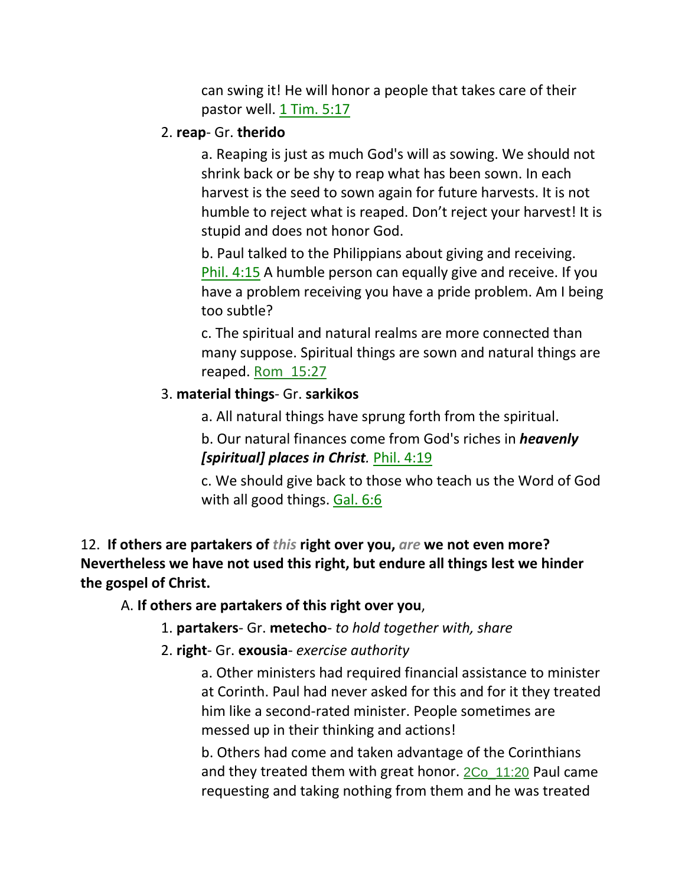can swing it! He will honor a people that takes care of their pastor well. 1 Tim. 5:17

2. **reap**- Gr. **therido**

    a. Reaping is just as much God's will as sowing. We should not shrink back or be shy to reap what has been sown. In each harvest is the seed to sown again for future harvests. It is not humble to reject what is reaped. Don't reject your harvest! It is stupid and does not honor God.

    b. Paul talked to the Philippians about giving and receiving. Phil. 4:15 A humble person can equally give and receive. If you have a problem receiving you have a pride problem. Am I being too subtle?

    c. The spiritual and natural realms are more connected than many suppose. Spiritual things are sown and natural things are reaped. Rom 15:27

3. **material things**- Gr. **sarkikos**

    a. All natural things have sprung forth from the spiritual.

    b. Our natural finances come from God's riches in ***heavenly [spiritual] places in Christ***. Phil. 4:19

    c. We should give back to those who teach us the Word of God with all good things. Gal. 6:6

12. **If others are partakers of *this* right over you, *are* we not even more? Nevertheless we have not used this right, but endure all things lest we hinder the gospel of Christ.**

A. **If others are partakers of this right over you**,

1. **partakers**- Gr. **metecho**- *to hold together with, share*

2. **right**- Gr. **exousia**- *exercise authority*

    a. Other ministers had required financial assistance to minister at Corinth. Paul had never asked for this and for it they treated him like a second-rated minister. People sometimes are messed up in their thinking and actions!

    b. Others had come and taken advantage of the Corinthians and they treated them with great honor. 2Co_11:20 Paul came requesting and taking nothing from them and he was treated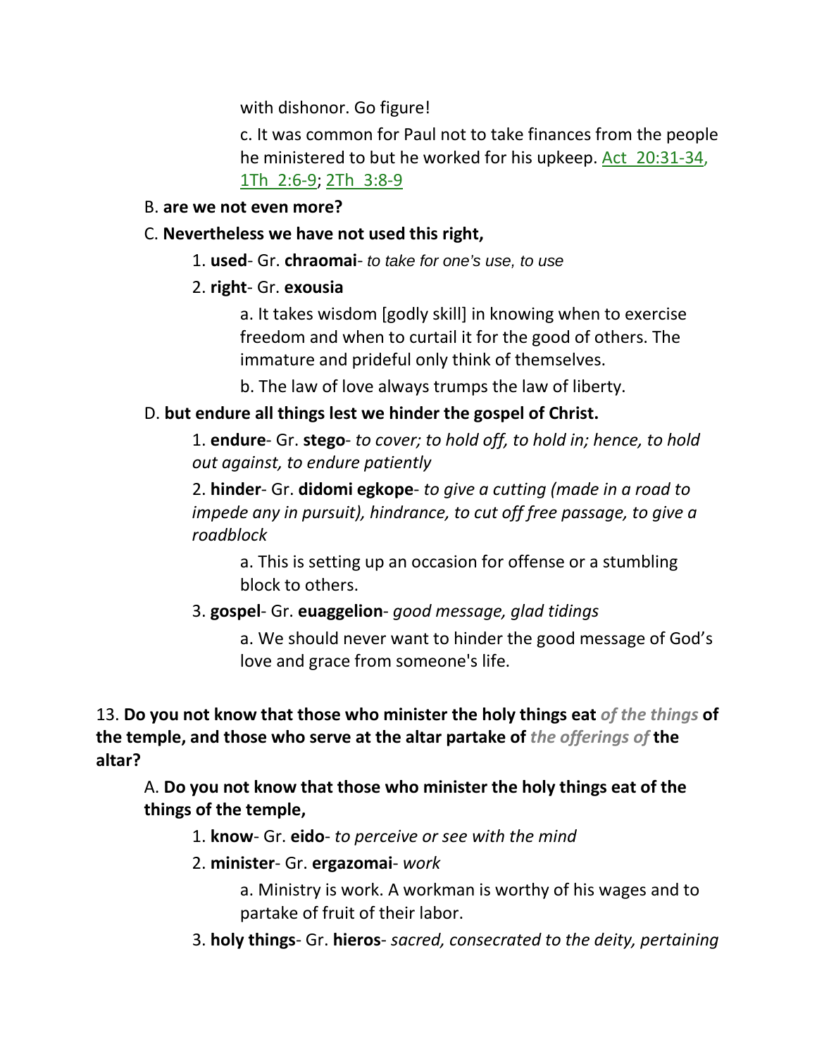with dishonor. Go figure!

c. It was common for Paul not to take finances from the people he ministered to but he worked for his upkeep. Act 20:31-34, 1Th 2:6-9; 2Th 3:8-9

B. **are we not even more?**

C. **Nevertheless we have not used this right,**

1. **used**- Gr. **chraomai**- *to take for one's use, to use*

2. **right**- Gr. **exousia**

a. It takes wisdom [godly skill] in knowing when to exercise freedom and when to curtail it for the good of others. The immature and prideful only think of themselves.

b. The law of love always trumps the law of liberty.

D. **but endure all things lest we hinder the gospel of Christ.**

1. **endure**- Gr. **stego**- *to cover; to hold off, to hold in; hence, to hold out against, to endure patiently*

2. **hinder**- Gr. **didomi egkope**- *to give a cutting (made in a road to impede any in pursuit), hindrance, to cut off free passage, to give a roadblock*

a. This is setting up an occasion for offense or a stumbling block to others.

3. **gospel**- Gr. **euaggelion**- *good message, glad tidings*

a. We should never want to hinder the good message of God's love and grace from someone's life.

13. **Do you not know that those who minister the holy things eat** ***of the things*** **of the temple, and those who serve at the altar partake of** ***the offerings of*** **the altar?**

A. **Do you not know that those who minister the holy things eat of the things of the temple,**

1. **know**- Gr. **eido**- *to perceive or see with the mind*

2. **minister**- Gr. **ergazomai**- *work*

a. Ministry is work. A workman is worthy of his wages and to partake of fruit of their labor.

3. **holy things**- Gr. **hieros**- *sacred, consecrated to the deity, pertaining*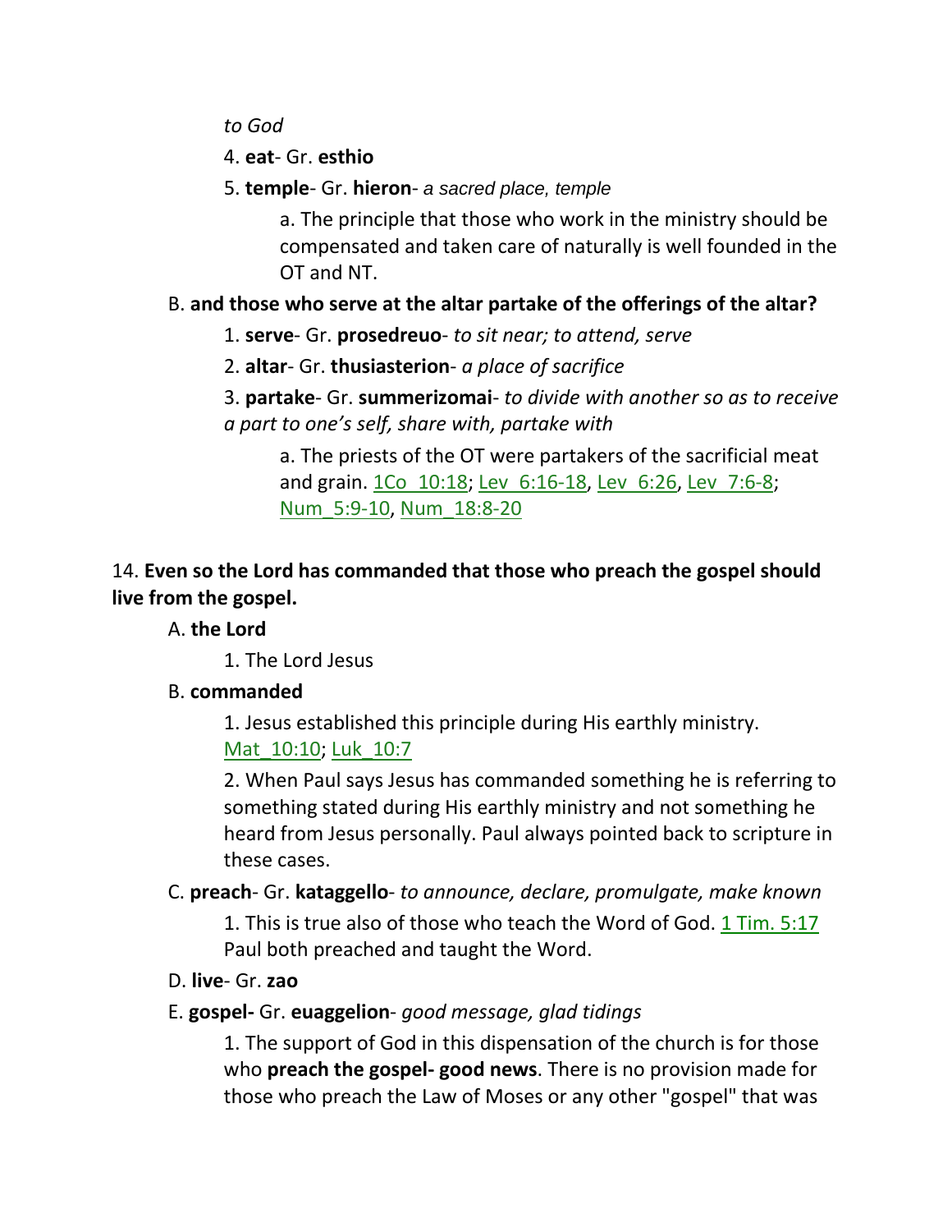*to God*

4. **eat**- Gr. **esthio**

5. **temple**- Gr. **hieron**- *a sacred place, temple*

a. The principle that those who work in the ministry should be compensated and taken care of naturally is well founded in the OT and NT.

B. **and those who serve at the altar partake of the offerings of the altar?**

1. **serve**- Gr. **prosedreuo**- *to sit near; to attend, serve*

2. **altar**- Gr. **thusiasterion**- *a place of sacrifice*

3. **partake**- Gr. **summerizomai**- *to divide with another so as to receive a part to one's self, share with, partake with*

a. The priests of the OT were partakers of the sacrificial meat and grain. 1Co_10:18; Lev_6:16-18, Lev_6:26, Lev_7:6-8; Num_5:9-10, Num_18:8-20

14. **Even so the Lord has commanded that those who preach the gospel should live from the gospel.**

A. **the Lord**

1. The Lord Jesus

B. **commanded**

1. Jesus established this principle during His earthly ministry. Mat_10:10; Luk_10:7

2. When Paul says Jesus has commanded something he is referring to something stated during His earthly ministry and not something he heard from Jesus personally. Paul always pointed back to scripture in these cases.

C. **preach**- Gr. **kataggello**- *to announce, declare, promulgate, make known*

1. This is true also of those who teach the Word of God. 1 Tim. 5:17 Paul both preached and taught the Word.

D. **live**- Gr. **zao**

E. **gospel-** Gr. **euaggelion**- *good message, glad tidings*

1. The support of God in this dispensation of the church is for those who **preach the gospel- good news**. There is no provision made for those who preach the Law of Moses or any other "gospel" that was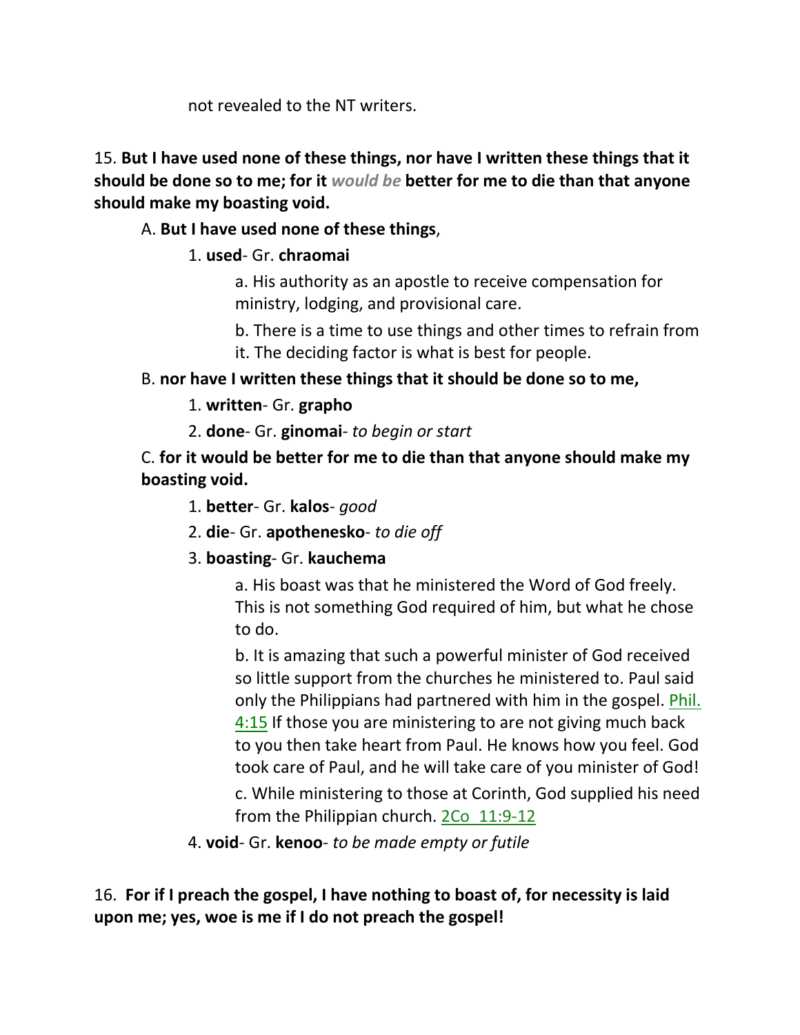not revealed to the NT writers.

15. **But I have used none of these things, nor have I written these things that it should be done so to me; for it *would be* better for me to die than that anyone should make my boasting void.**

A. **But I have used none of these things**,

1. **used**- Gr. **chraomai**

a. His authority as an apostle to receive compensation for ministry, lodging, and provisional care.

b. There is a time to use things and other times to refrain from it. The deciding factor is what is best for people.

B. **nor have I written these things that it should be done so to me,**

1. **written**- Gr. **grapho**

2. **done**- Gr. **ginomai**- *to begin or start*

C. **for it would be better for me to die than that anyone should make my boasting void.**

1. **better**- Gr. **kalos**- *good*

2. **die**- Gr. **apothenesko**- *to die off*

3. **boasting**- Gr. **kauchema**

a. His boast was that he ministered the Word of God freely. This is not something God required of him, but what he chose to do.

b. It is amazing that such a powerful minister of God received so little support from the churches he ministered to. Paul said only the Philippians had partnered with him in the gospel. Phil. 4:15 If those you are ministering to are not giving much back to you then take heart from Paul. He knows how you feel. God took care of Paul, and he will take care of you minister of God!

c. While ministering to those at Corinth, God supplied his need from the Philippian church. 2Co 11:9-12

4. **void**- Gr. **kenoo**- *to be made empty or futile*

16. **For if I preach the gospel, I have nothing to boast of, for necessity is laid upon me; yes, woe is me if I do not preach the gospel!**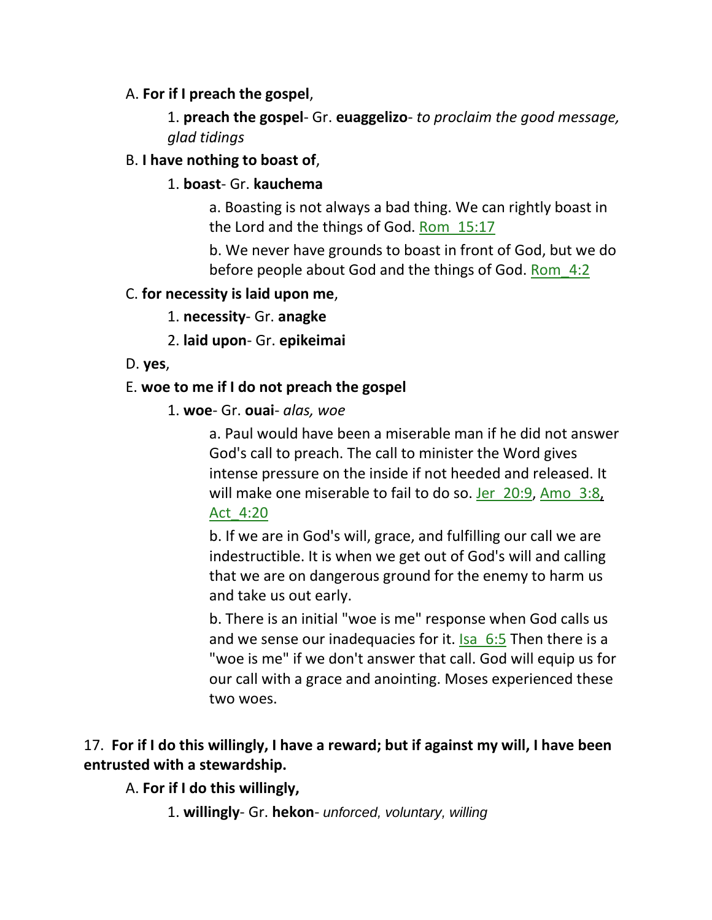A. **For if I preach the gospel**,

1. **preach the gospel**- Gr. **euaggelizo**- *to proclaim the good message, glad tidings*

B. **I have nothing to boast of**,

1. **boast**- Gr. **kauchema**

a. Boasting is not always a bad thing. We can rightly boast in the Lord and the things of God. Rom_15:17

b. We never have grounds to boast in front of God, but we do before people about God and the things of God. Rom_4:2

C. **for necessity is laid upon me**,

1. **necessity**- Gr. **anagke**

2. **laid upon**- Gr. **epikeimai**

D. **yes**,

E. **woe to me if I do not preach the gospel**

1. **woe**- Gr. **ouai**- *alas, woe*

a. Paul would have been a miserable man if he did not answer God's call to preach. The call to minister the Word gives intense pressure on the inside if not heeded and released. It will make one miserable to fail to do so. Jer_20:9, Amo_3:8, Act_4:20

b. If we are in God's will, grace, and fulfilling our call we are indestructible. It is when we get out of God's will and calling that we are on dangerous ground for the enemy to harm us and take us out early.

b. There is an initial "woe is me" response when God calls us and we sense our inadequacies for it. Isa_6:5 Then there is a "woe is me" if we don't answer that call. God will equip us for our call with a grace and anointing. Moses experienced these two woes.

17. **For if I do this willingly, I have a reward; but if against my will, I have been entrusted with a stewardship.**

A. **For if I do this willingly,**

1. **willingly**- Gr. **hekon**- *unforced, voluntary, willing*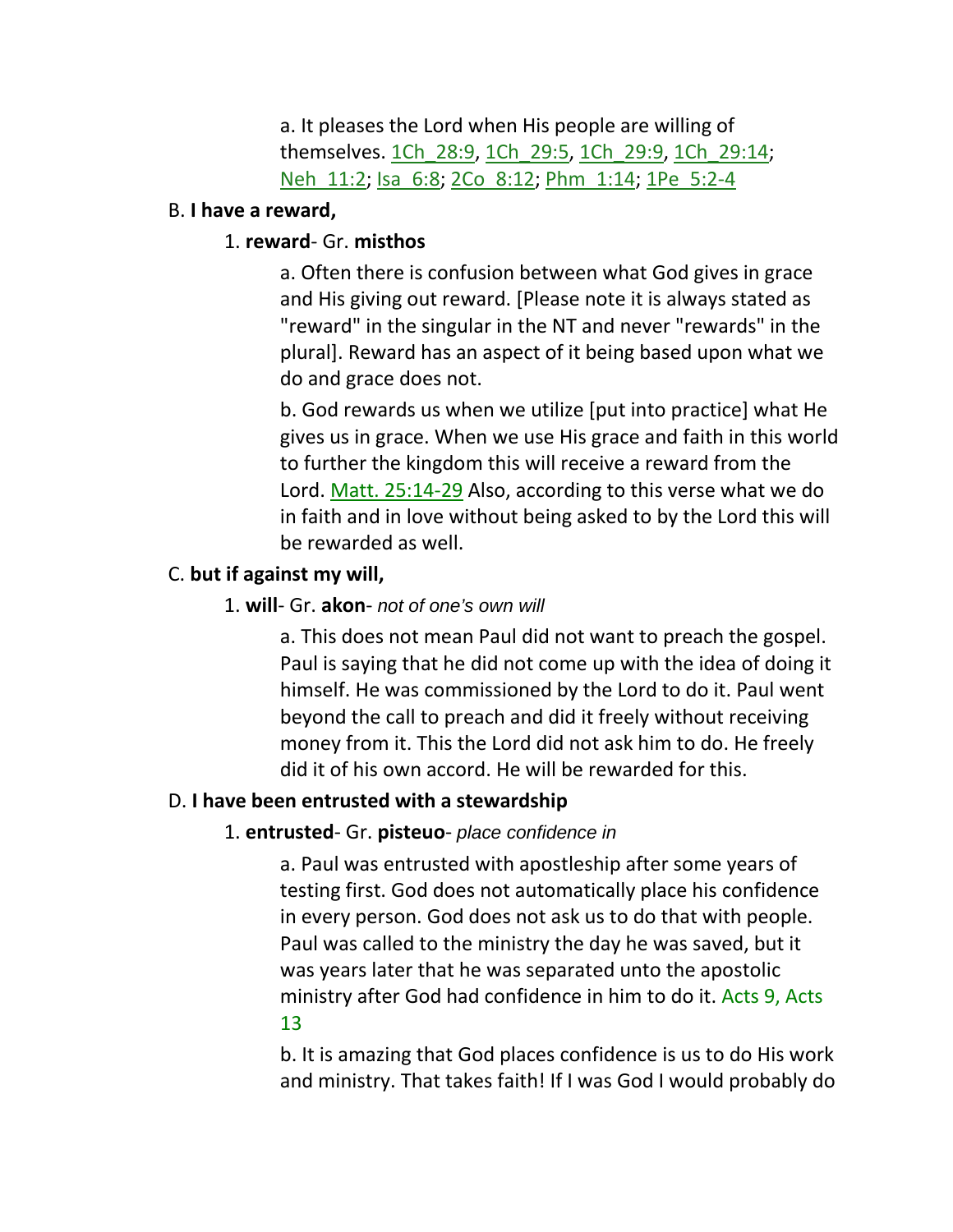a. It pleases the Lord when His people are willing of themselves. 1Ch_28:9, 1Ch_29:5, 1Ch_29:9, 1Ch_29:14; Neh_11:2; Isa_6:8; 2Co_8:12; Phm_1:14; 1Pe_5:2-4

B. **I have a reward,**

1. **reward**- Gr. **misthos**

a. Often there is confusion between what God gives in grace and His giving out reward. [Please note it is always stated as "reward" in the singular in the NT and never "rewards" in the plural]. Reward has an aspect of it being based upon what we do and grace does not.

b. God rewards us when we utilize [put into practice] what He gives us in grace. When we use His grace and faith in this world to further the kingdom this will receive a reward from the Lord. Matt. 25:14-29 Also, according to this verse what we do in faith and in love without being asked to by the Lord this will be rewarded as well.

C. **but if against my will,**

1. **will**- Gr. **akon**- *not of one's own will*

a. This does not mean Paul did not want to preach the gospel. Paul is saying that he did not come up with the idea of doing it himself. He was commissioned by the Lord to do it. Paul went beyond the call to preach and did it freely without receiving money from it. This the Lord did not ask him to do. He freely did it of his own accord. He will be rewarded for this.

D. **I have been entrusted with a stewardship**

1. **entrusted**- Gr. **pisteuo**- *place confidence in*

a. Paul was entrusted with apostleship after some years of testing first. God does not automatically place his confidence in every person. God does not ask us to do that with people. Paul was called to the ministry the day he was saved, but it was years later that he was separated unto the apostolic ministry after God had confidence in him to do it. Acts 9, Acts 13

b. It is amazing that God places confidence is us to do His work and ministry. That takes faith! If I was God I would probably do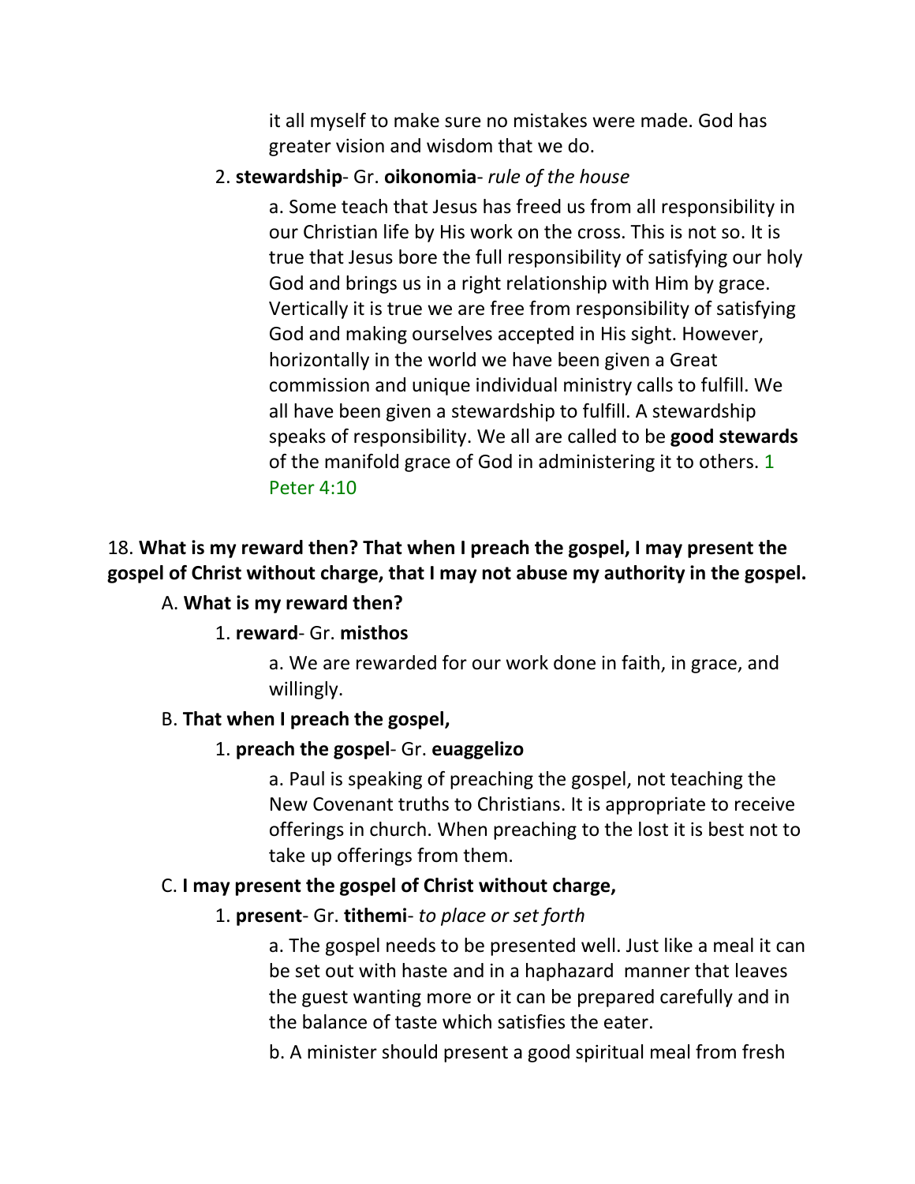it all myself to make sure no mistakes were made. God has greater vision and wisdom that we do.

2. **stewardship**- Gr. **oikonomia**- *rule of the house*

a. Some teach that Jesus has freed us from all responsibility in our Christian life by His work on the cross. This is not so. It is true that Jesus bore the full responsibility of satisfying our holy God and brings us in a right relationship with Him by grace. Vertically it is true we are free from responsibility of satisfying God and making ourselves accepted in His sight. However, horizontally in the world we have been given a Great commission and unique individual ministry calls to fulfill. We all have been given a stewardship to fulfill. A stewardship speaks of responsibility. We all are called to be **good stewards** of the manifold grace of God in administering it to others. 1 Peter 4:10

18. **What is my reward then? That when I preach the gospel, I may present the gospel of Christ without charge, that I may not abuse my authority in the gospel.**

A. **What is my reward then?**

1. **reward**- Gr. **misthos**

a. We are rewarded for our work done in faith, in grace, and willingly.

B. **That when I preach the gospel,**

1. **preach the gospel**- Gr. **euaggelizo**

a. Paul is speaking of preaching the gospel, not teaching the New Covenant truths to Christians. It is appropriate to receive offerings in church. When preaching to the lost it is best not to take up offerings from them.

C. **I may present the gospel of Christ without charge,**

1. **present**- Gr. **tithemi**- *to place or set forth*

a. The gospel needs to be presented well. Just like a meal it can be set out with haste and in a haphazard manner that leaves the guest wanting more or it can be prepared carefully and in the balance of taste which satisfies the eater.

b. A minister should present a good spiritual meal from fresh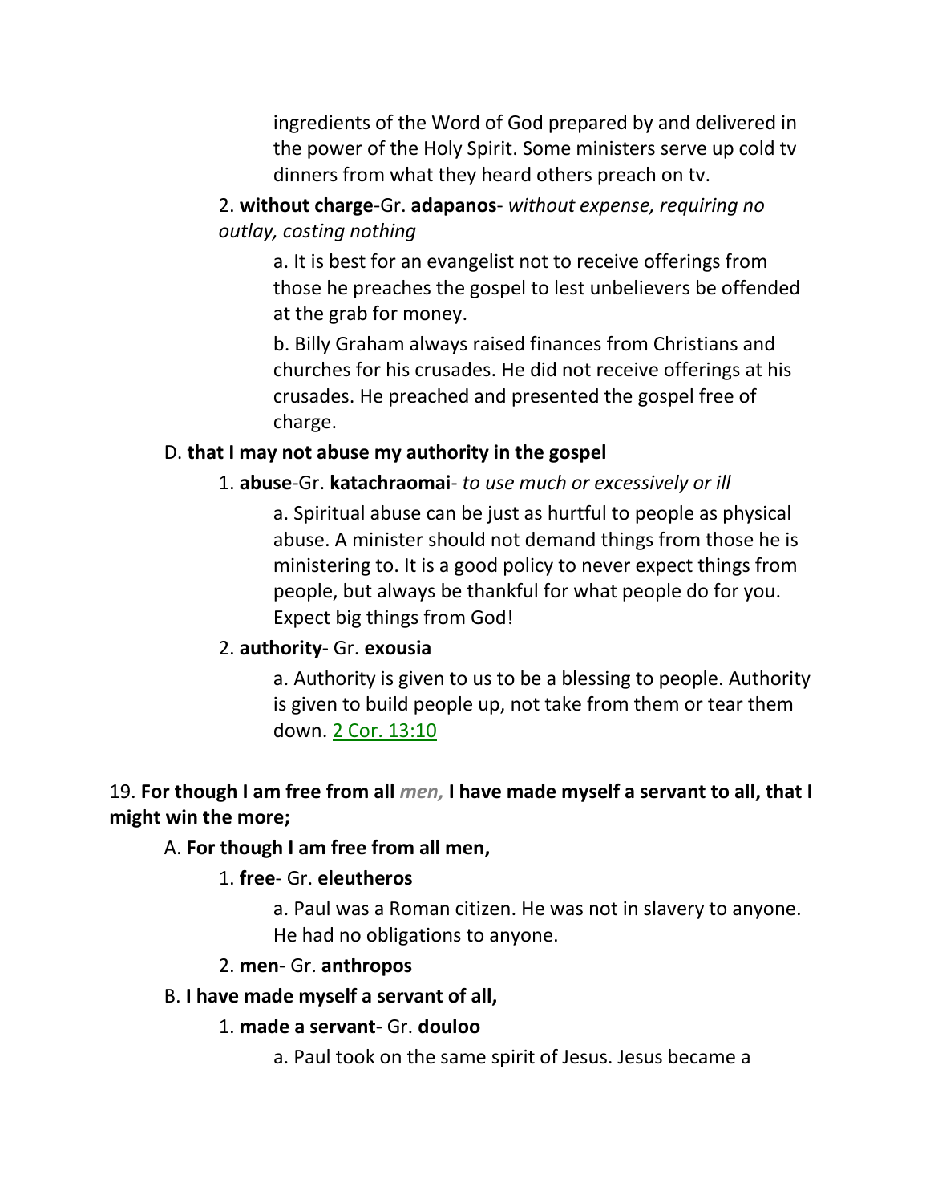ingredients of the Word of God prepared by and delivered in the power of the Holy Spirit. Some ministers serve up cold tv dinners from what they heard others preach on tv.

2. **without charge**-Gr. **adapanos**- *without expense, requiring no outlay, costing nothing*

a. It is best for an evangelist not to receive offerings from those he preaches the gospel to lest unbelievers be offended at the grab for money.

b. Billy Graham always raised finances from Christians and churches for his crusades. He did not receive offerings at his crusades. He preached and presented the gospel free of charge.

D. **that I may not abuse my authority in the gospel**

1. **abuse**-Gr. **katachraomai**- *to use much or excessively or ill*

a. Spiritual abuse can be just as hurtful to people as physical abuse. A minister should not demand things from those he is ministering to. It is a good policy to never expect things from people, but always be thankful for what people do for you. Expect big things from God!

2. **authority**- Gr. **exousia**

a. Authority is given to us to be a blessing to people. Authority is given to build people up, not take from them or tear them down. 2 Cor. 13:10

19. **For though I am free from all *men,* I have made myself a servant to all, that I might win the more;**

A. **For though I am free from all men,**

1. **free**- Gr. **eleutheros**

a. Paul was a Roman citizen. He was not in slavery to anyone. He had no obligations to anyone.

2. **men**- Gr. **anthropos**

B. **I have made myself a servant of all,**

1. **made a servant**- Gr. **douloo**

a. Paul took on the same spirit of Jesus. Jesus became a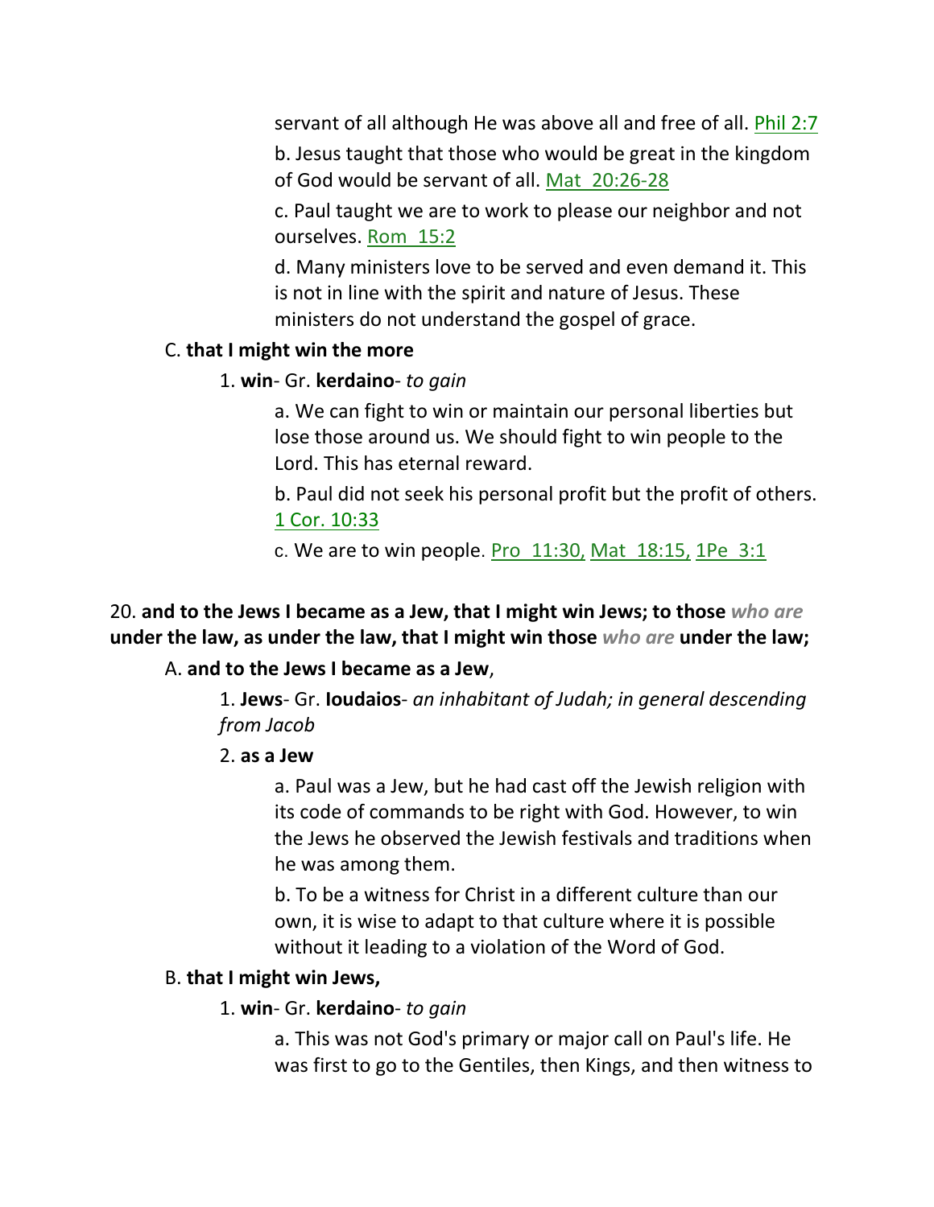servant of all although He was above all and free of all. Phil 2:7

b. Jesus taught that those who would be great in the kingdom of God would be servant of all. Mat 20:26-28

c. Paul taught we are to work to please our neighbor and not ourselves. Rom 15:2

d. Many ministers love to be served and even demand it. This is not in line with the spirit and nature of Jesus. These ministers do not understand the gospel of grace.

C. **that I might win the more**

1. **win**- Gr. **kerdaino**- *to gain*

a. We can fight to win or maintain our personal liberties but lose those around us. We should fight to win people to the Lord. This has eternal reward.

b. Paul did not seek his personal profit but the profit of others. 1 Cor. 10:33

c. We are to win people. Pro 11:30, Mat 18:15, 1Pe 3:1

20. **and to the Jews I became as a Jew, that I might win Jews; to those** *who are* **under the law, as under the law, that I might win those** *who are* **under the law;**

A. **and to the Jews I became as a Jew**,

1. **Jews**- Gr. **Ioudaios**- *an inhabitant of Judah; in general descending from Jacob*

2. **as a Jew**

a. Paul was a Jew, but he had cast off the Jewish religion with its code of commands to be right with God. However, to win the Jews he observed the Jewish festivals and traditions when he was among them.

b. To be a witness for Christ in a different culture than our own, it is wise to adapt to that culture where it is possible without it leading to a violation of the Word of God.

B. **that I might win Jews,**

1. **win**- Gr. **kerdaino**- *to gain*

a. This was not God's primary or major call on Paul's life. He was first to go to the Gentiles, then Kings, and then witness to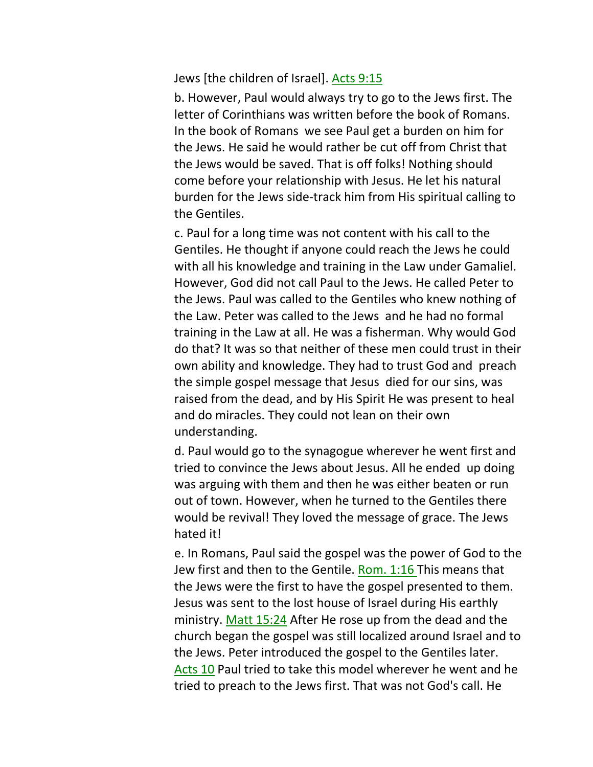Jews [the children of Israel]. Acts 9:15

b. However, Paul would always try to go to the Jews first. The letter of Corinthians was written before the book of Romans. In the book of Romans we see Paul get a burden on him for the Jews. He said he would rather be cut off from Christ that the Jews would be saved. That is off folks! Nothing should come before your relationship with Jesus. He let his natural burden for the Jews side-track him from His spiritual calling to the Gentiles.

c. Paul for a long time was not content with his call to the Gentiles. He thought if anyone could reach the Jews he could with all his knowledge and training in the Law under Gamaliel. However, God did not call Paul to the Jews. He called Peter to the Jews. Paul was called to the Gentiles who knew nothing of the Law. Peter was called to the Jews and he had no formal training in the Law at all. He was a fisherman. Why would God do that? It was so that neither of these men could trust in their own ability and knowledge. They had to trust God and preach the simple gospel message that Jesus died for our sins, was raised from the dead, and by His Spirit He was present to heal and do miracles. They could not lean on their own understanding.

d. Paul would go to the synagogue wherever he went first and tried to convince the Jews about Jesus. All he ended up doing was arguing with them and then he was either beaten or run out of town. However, when he turned to the Gentiles there would be revival! They loved the message of grace. The Jews hated it!

e. In Romans, Paul said the gospel was the power of God to the Jew first and then to the Gentile. Rom. 1:16 This means that the Jews were the first to have the gospel presented to them. Jesus was sent to the lost house of Israel during His earthly ministry. Matt 15:24 After He rose up from the dead and the church began the gospel was still localized around Israel and to the Jews. Peter introduced the gospel to the Gentiles later. Acts 10 Paul tried to take this model wherever he went and he tried to preach to the Jews first. That was not God's call. He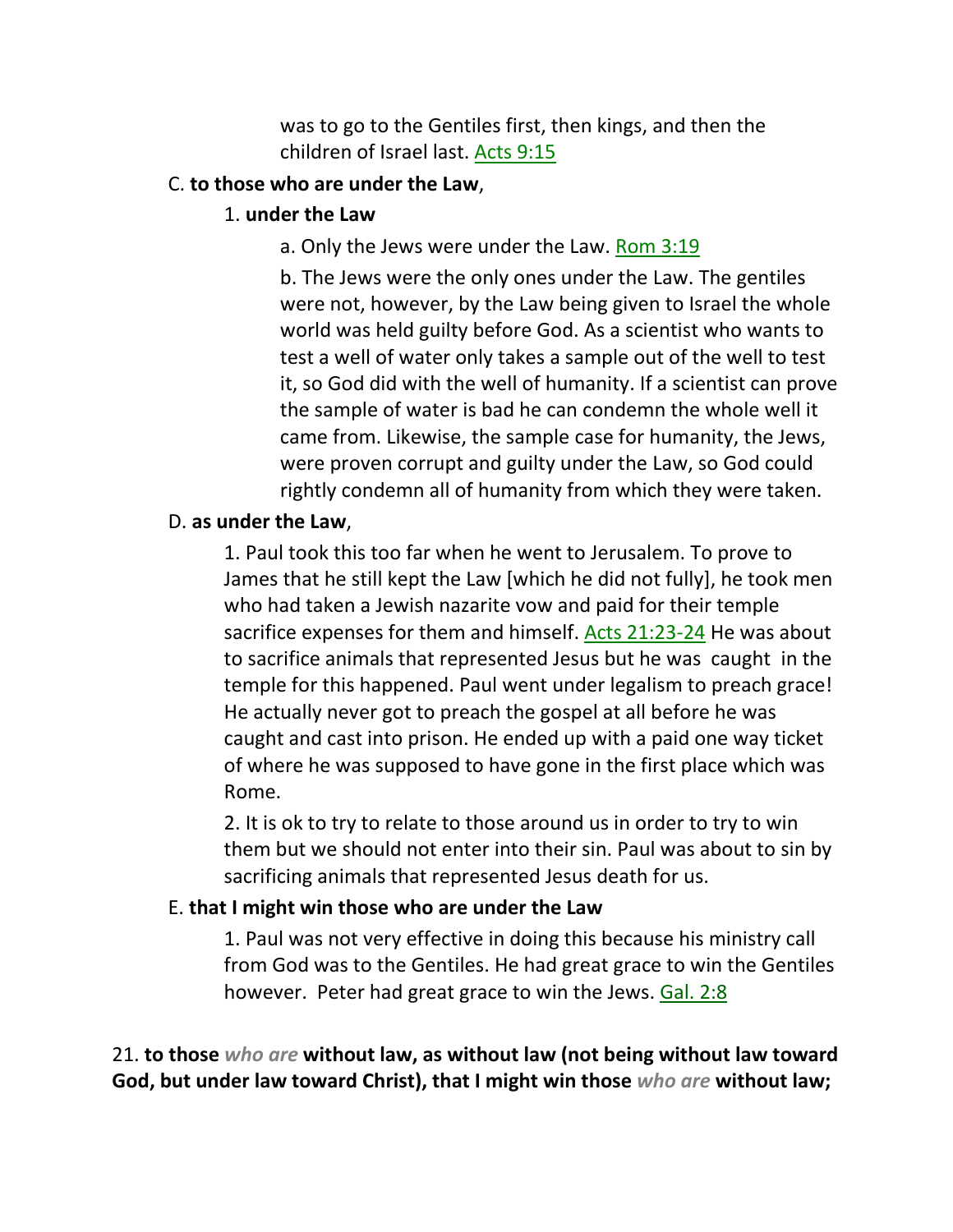was to go to the Gentiles first, then kings, and then the children of Israel last. Acts 9:15

C. **to those who are under the Law**,

1. **under the Law**

a. Only the Jews were under the Law. Rom 3:19

b. The Jews were the only ones under the Law. The gentiles were not, however, by the Law being given to Israel the whole world was held guilty before God. As a scientist who wants to test a well of water only takes a sample out of the well to test it, so God did with the well of humanity. If a scientist can prove the sample of water is bad he can condemn the whole well it came from. Likewise, the sample case for humanity, the Jews, were proven corrupt and guilty under the Law, so God could rightly condemn all of humanity from which they were taken.

D. **as under the Law**,

1. Paul took this too far when he went to Jerusalem. To prove to James that he still kept the Law [which he did not fully], he took men who had taken a Jewish nazarite vow and paid for their temple sacrifice expenses for them and himself. Acts 21:23-24 He was about to sacrifice animals that represented Jesus but he was caught in the temple for this happened. Paul went under legalism to preach grace! He actually never got to preach the gospel at all before he was caught and cast into prison. He ended up with a paid one way ticket of where he was supposed to have gone in the first place which was Rome.

2. It is ok to try to relate to those around us in order to try to win them but we should not enter into their sin. Paul was about to sin by sacrificing animals that represented Jesus death for us.

E. **that I might win those who are under the Law**

1. Paul was not very effective in doing this because his ministry call from God was to the Gentiles. He had great grace to win the Gentiles however. Peter had great grace to win the Jews. Gal. 2:8

21. **to those** *who are* **without law, as without law (not being without law toward God, but under law toward Christ), that I might win those** *who are* **without law;**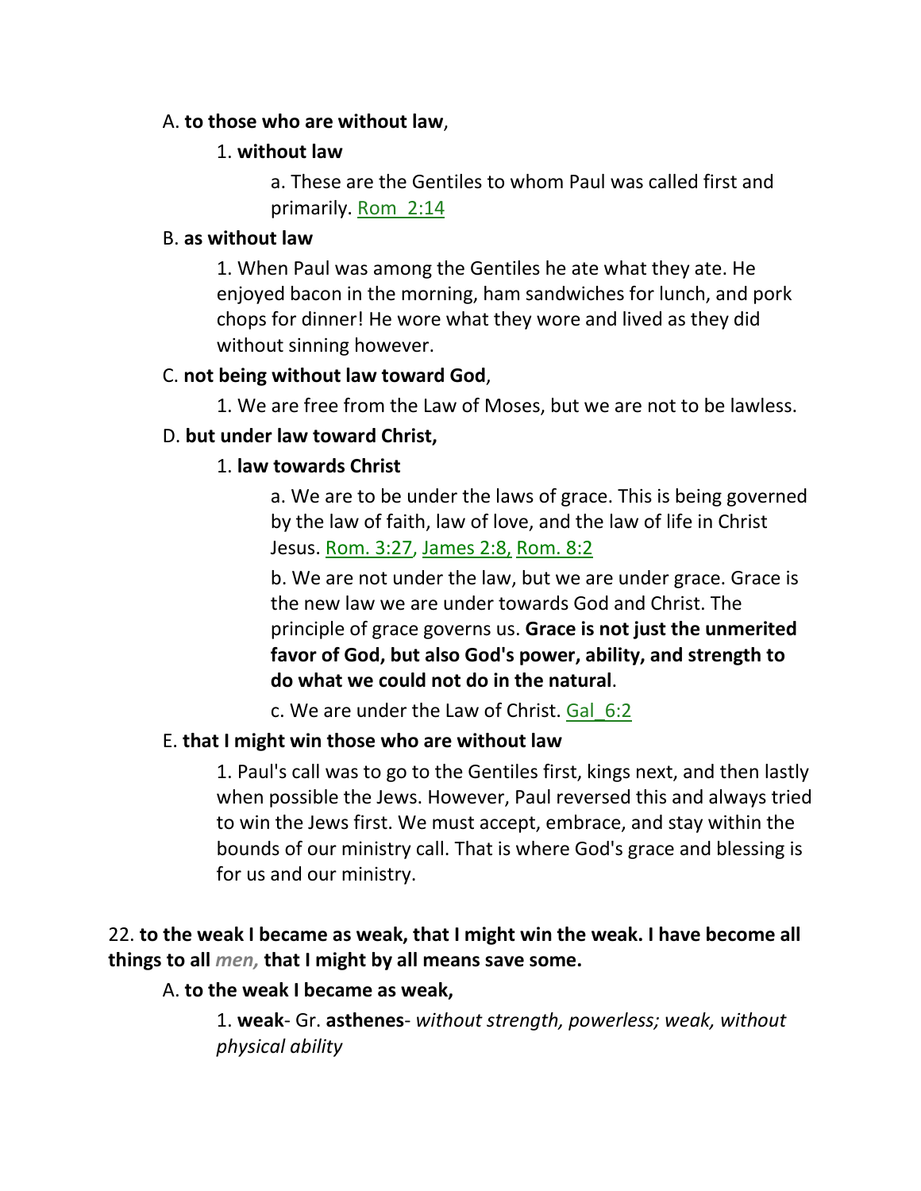A. **to those who are without law**,

1. **without law**

a. These are the Gentiles to whom Paul was called first and primarily. Rom_2:14

B. **as without law**

1. When Paul was among the Gentiles he ate what they ate. He enjoyed bacon in the morning, ham sandwiches for lunch, and pork chops for dinner! He wore what they wore and lived as they did without sinning however.

C. **not being without law toward God**,

1. We are free from the Law of Moses, but we are not to be lawless.

D. **but under law toward Christ,**

1. **law towards Christ**

a. We are to be under the laws of grace. This is being governed by the law of faith, law of love, and the law of life in Christ Jesus. Rom. 3:27, James 2:8, Rom. 8:2

b. We are not under the law, but we are under grace. Grace is the new law we are under towards God and Christ. The principle of grace governs us. **Grace is not just the unmerited favor of God, but also God's power, ability, and strength to do what we could not do in the natural**.

c. We are under the Law of Christ. Gal_6:2

E. **that I might win those who are without law**

1. Paul's call was to go to the Gentiles first, kings next, and then lastly when possible the Jews. However, Paul reversed this and always tried to win the Jews first. We must accept, embrace, and stay within the bounds of our ministry call. That is where God's grace and blessing is for us and our ministry.

22. **to the weak I became as weak, that I might win the weak. I have become all things to all *men,* that I might by all means save some.**

A. **to the weak I became as weak,**

1. **weak**- Gr. **asthenes**- *without strength, powerless; weak, without physical ability*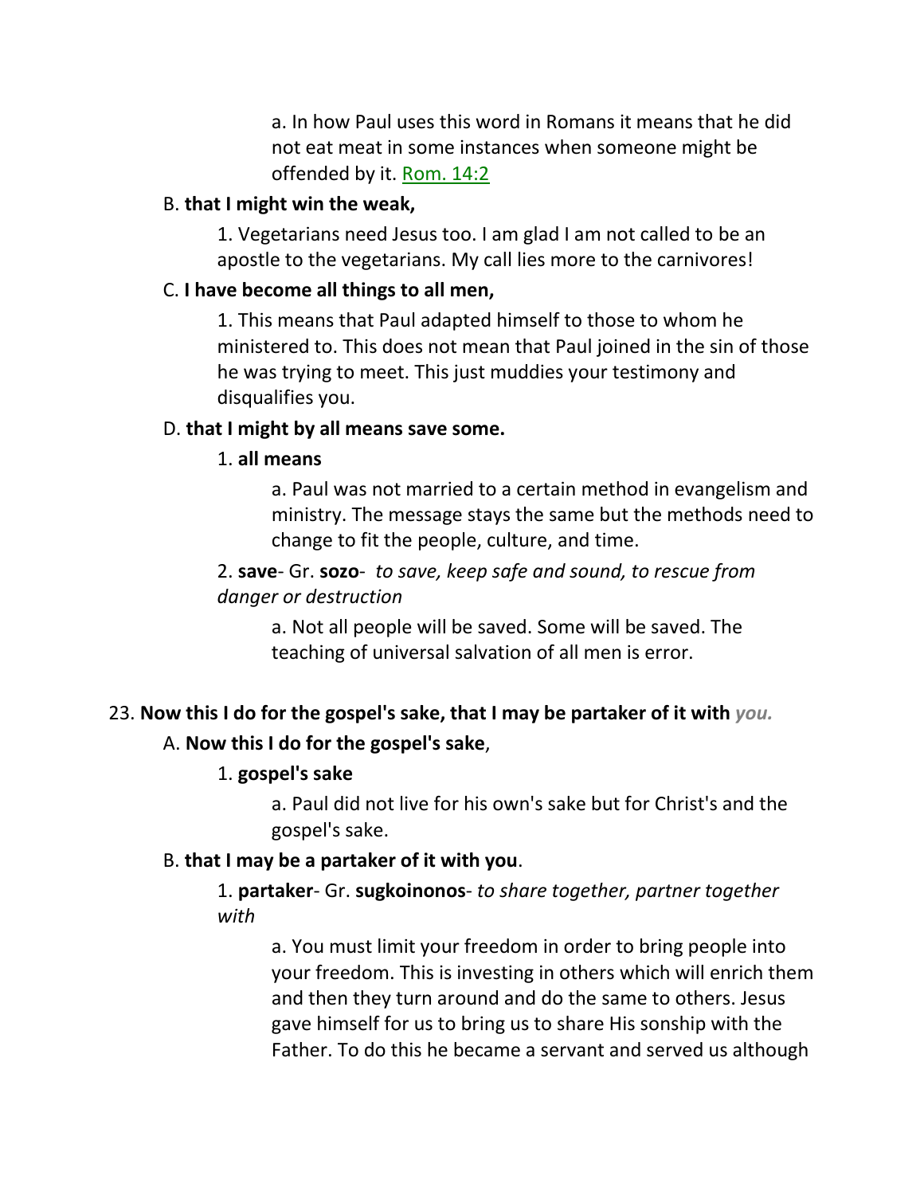a. In how Paul uses this word in Romans it means that he did not eat meat in some instances when someone might be offended by it. Rom. 14:2

B. **that I might win the weak,**

1. Vegetarians need Jesus too. I am glad I am not called to be an apostle to the vegetarians. My call lies more to the carnivores!

C. **I have become all things to all men,**

1. This means that Paul adapted himself to those to whom he ministered to. This does not mean that Paul joined in the sin of those he was trying to meet. This just muddies your testimony and disqualifies you.

D. **that I might by all means save some.**

1. **all means**

a. Paul was not married to a certain method in evangelism and ministry. The message stays the same but the methods need to change to fit the people, culture, and time.

2. **save**- Gr. **sozo**- *to save, keep safe and sound, to rescue from danger or destruction*

a. Not all people will be saved. Some will be saved. The teaching of universal salvation of all men is error.

23. **Now this I do for the gospel's sake, that I may be partaker of it with** ***you.***

A. **Now this I do for the gospel's sake**,

1. **gospel's sake**

a. Paul did not live for his own's sake but for Christ's and the gospel's sake.

B. **that I may be a partaker of it with you**.

1. **partaker**- Gr. **sugkoinonos**- *to share together, partner together with*

a. You must limit your freedom in order to bring people into your freedom. This is investing in others which will enrich them and then they turn around and do the same to others. Jesus gave himself for us to bring us to share His sonship with the Father. To do this he became a servant and served us although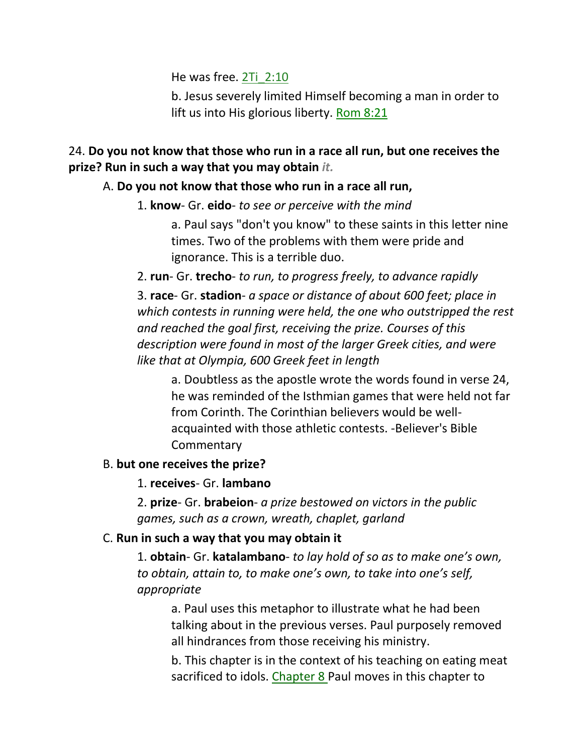He was free. 2Ti_2:10

b. Jesus severely limited Himself becoming a man in order to lift us into His glorious liberty. Rom 8:21

24. **Do you not know that those who run in a race all run, but one receives the prize? Run in such a way that you may obtain** ***it.***

A. **Do you not know that those who run in a race all run,**

1. **know**- Gr. **eido**- *to see or perceive with the mind*

a. Paul says "don't you know" to these saints in this letter nine times. Two of the problems with them were pride and ignorance. This is a terrible duo.

2. **run**- Gr. **trecho**- *to run, to progress freely, to advance rapidly*

3. **race**- Gr. **stadion**- *a space or distance of about 600 feet; place in which contests in running were held, the one who outstripped the rest and reached the goal first, receiving the prize. Courses of this description were found in most of the larger Greek cities, and were like that at Olympia, 600 Greek feet in length*

a. Doubtless as the apostle wrote the words found in verse 24, he was reminded of the Isthmian games that were held not far from Corinth. The Corinthian believers would be well-acquainted with those athletic contests. -Believer's Bible Commentary

B. **but one receives the prize?**

1. **receives**- Gr. **lambano**

2. **prize**- Gr. **brabeion**- *a prize bestowed on victors in the public games, such as a crown, wreath, chaplet, garland*

C. **Run in such a way that you may obtain it**

1. **obtain**- Gr. **katalambano**- *to lay hold of so as to make one's own, to obtain, attain to, to make one's own, to take into one's self, appropriate*

a. Paul uses this metaphor to illustrate what he had been talking about in the previous verses. Paul purposely removed all hindrances from those receiving his ministry.

b. This chapter is in the context of his teaching on eating meat sacrificed to idols. Chapter 8 Paul moves in this chapter to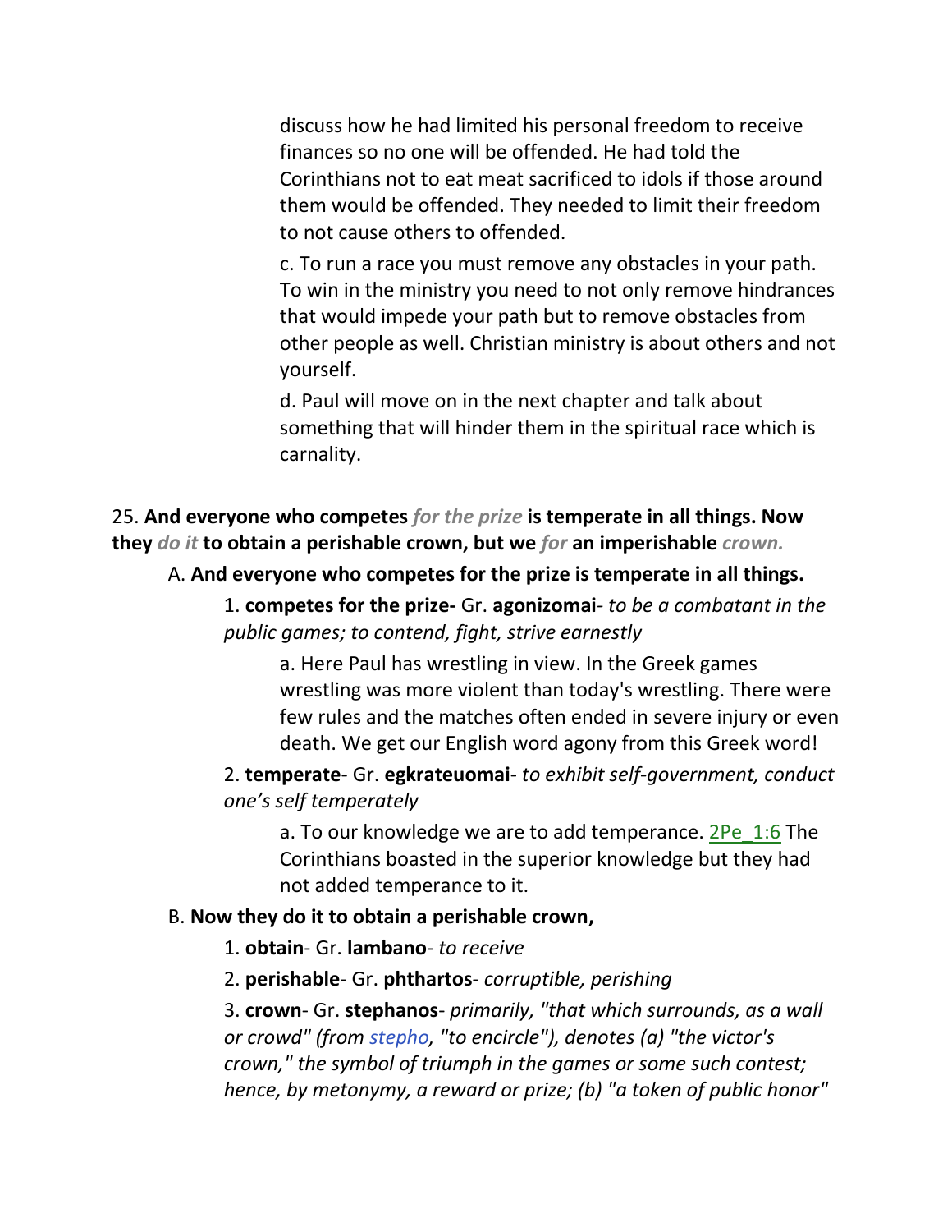discuss how he had limited his personal freedom to receive finances so no one will be offended. He had told the Corinthians not to eat meat sacrificed to idols if those around them would be offended. They needed to limit their freedom to not cause others to offended.

c. To run a race you must remove any obstacles in your path. To win in the ministry you need to not only remove hindrances that would impede your path but to remove obstacles from other people as well. Christian ministry is about others and not yourself.

d. Paul will move on in the next chapter and talk about something that will hinder them in the spiritual race which is carnality.

25. **And everyone who competes** ***for the prize*** **is temperate in all things. Now they** ***do it*** **to obtain a perishable crown, but we** ***for*** **an imperishable** ***crown.***

A. **And everyone who competes for the prize is temperate in all things.**

1. **competes for the prize-** Gr. **agonizomai**- *to be a combatant in the public games; to contend, fight, strive earnestly*

a. Here Paul has wrestling in view. In the Greek games wrestling was more violent than today's wrestling. There were few rules and the matches often ended in severe injury or even death. We get our English word agony from this Greek word!

2. **temperate**- Gr. **egkrateuomai**- *to exhibit self-government, conduct one's self temperately*

a. To our knowledge we are to add temperance. 2Pe_1:6 The Corinthians boasted in the superior knowledge but they had not added temperance to it.

B. **Now they do it to obtain a perishable crown,**

1. **obtain**- Gr. **lambano**- *to receive*

2. **perishable**- Gr. **phthartos**- *corruptible, perishing*

3. **crown**- Gr. **stephanos**- *primarily, "that which surrounds, as a wall or crowd" (from stepho, "to encircle"), denotes (a) "the victor's crown," the symbol of triumph in the games or some such contest; hence, by metonymy, a reward or prize; (b) "a token of public honor"*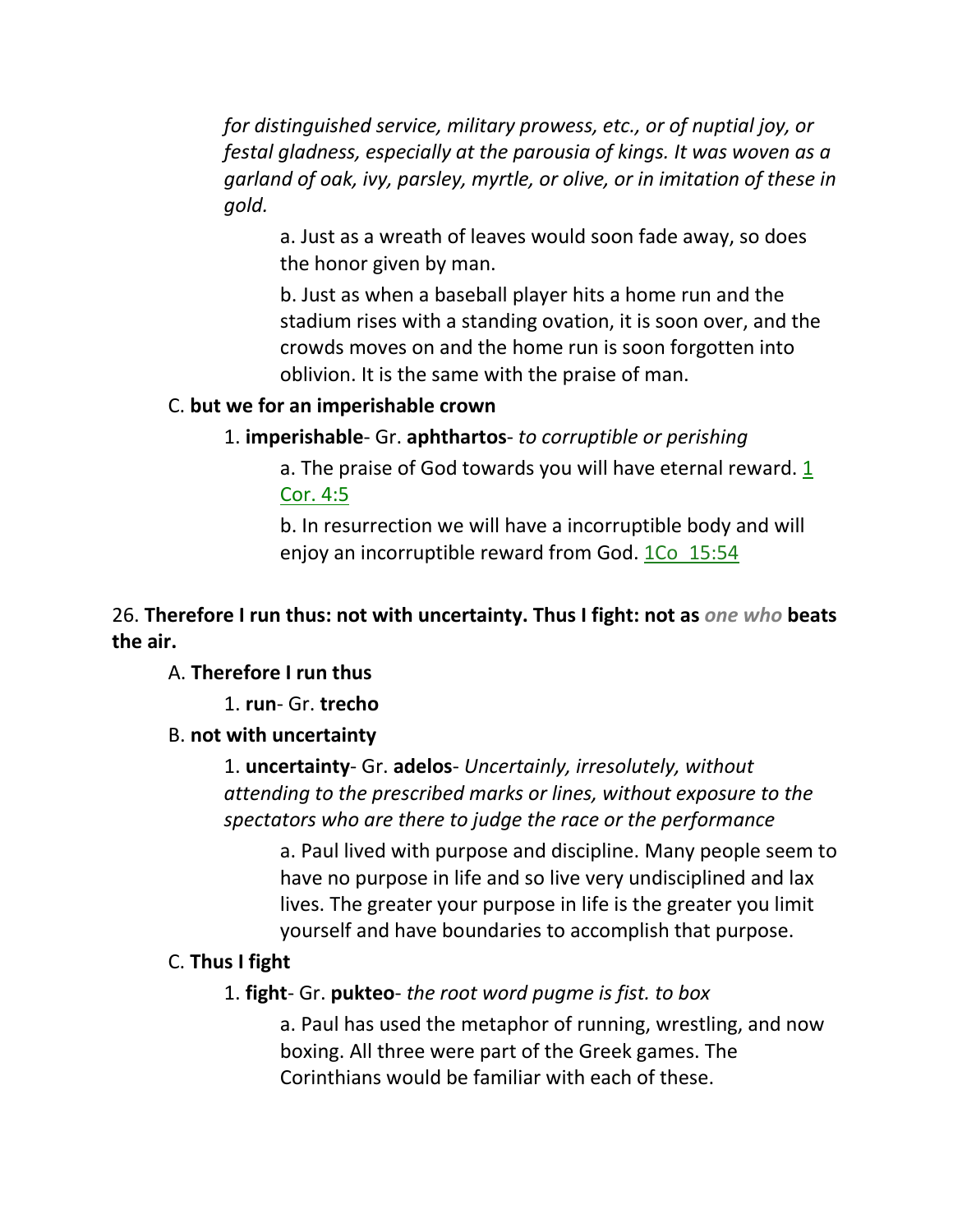*for distinguished service, military prowess, etc., or of nuptial joy, or festal gladness, especially at the parousia of kings. It was woven as a garland of oak, ivy, parsley, myrtle, or olive, or in imitation of these in gold.*

a. Just as a wreath of leaves would soon fade away, so does the honor given by man.

b. Just as when a baseball player hits a home run and the stadium rises with a standing ovation, it is soon over, and the crowds moves on and the home run is soon forgotten into oblivion. It is the same with the praise of man.

C. **but we for an imperishable crown**

1. **imperishable**- Gr. **aphthartos**- *to corruptible or perishing*

a. The praise of God towards you will have eternal reward. 1 Cor. 4:5

b. In resurrection we will have a incorruptible body and will enjoy an incorruptible reward from God. 1Co 15:54

26. **Therefore I run thus: not with uncertainty. Thus I fight: not as** ***one who*** **beats the air.**

A. **Therefore I run thus**

1. **run**- Gr. **trecho**

B. **not with uncertainty**

1. **uncertainty**- Gr. **adelos**- *Uncertainly, irresolutely, without attending to the prescribed marks or lines, without exposure to the spectators who are there to judge the race or the performance*

a. Paul lived with purpose and discipline. Many people seem to have no purpose in life and so live very undisciplined and lax lives. The greater your purpose in life is the greater you limit yourself and have boundaries to accomplish that purpose.

C. **Thus I fight**

1. **fight**- Gr. **pukteo**- *the root word pugme is fist. to box*

a. Paul has used the metaphor of running, wrestling, and now boxing. All three were part of the Greek games. The Corinthians would be familiar with each of these.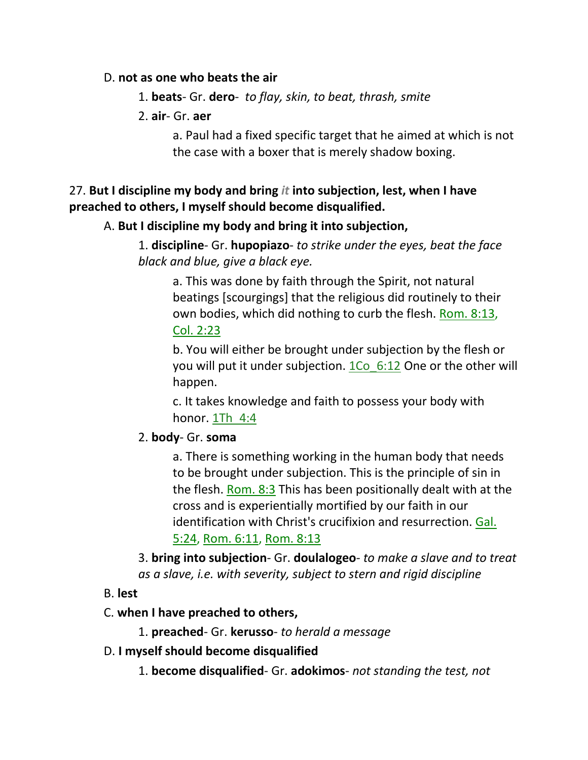D. **not as one who beats the air**

1. **beats**- Gr. **dero**- *to flay, skin, to beat, thrash, smite*

2. **air**- Gr. **aer**

a. Paul had a fixed specific target that he aimed at which is not the case with a boxer that is merely shadow boxing.

27. **But I discipline my body and bring *it* into subjection, lest, when I have preached to others, I myself should become disqualified.**

A. **But I discipline my body and bring it into subjection,**

1. **discipline**- Gr. **hupopiazo**- *to strike under the eyes, beat the face black and blue, give a black eye.*

a. This was done by faith through the Spirit, not natural beatings [scourgings] that the religious did routinely to their own bodies, which did nothing to curb the flesh. Rom. 8:13, Col. 2:23

b. You will either be brought under subjection by the flesh or you will put it under subjection. 1Co_6:12 One or the other will happen.

c. It takes knowledge and faith to possess your body with honor. 1Th_4:4

2. **body**- Gr. **soma**

a. There is something working in the human body that needs to be brought under subjection. This is the principle of sin in the flesh. Rom. 8:3 This has been positionally dealt with at the cross and is experientially mortified by our faith in our identification with Christ's crucifixion and resurrection. Gal. 5:24, Rom. 6:11, Rom. 8:13

3. **bring into subjection**- Gr. **doulalogeo**- *to make a slave and to treat as a slave, i.e. with severity, subject to stern and rigid discipline*

B. **lest**

C. **when I have preached to others,**

1. **preached**- Gr. **kerusso**- *to herald a message*

D. **I myself should become disqualified**

1. **become disqualified**- Gr. **adokimos**- *not standing the test, not*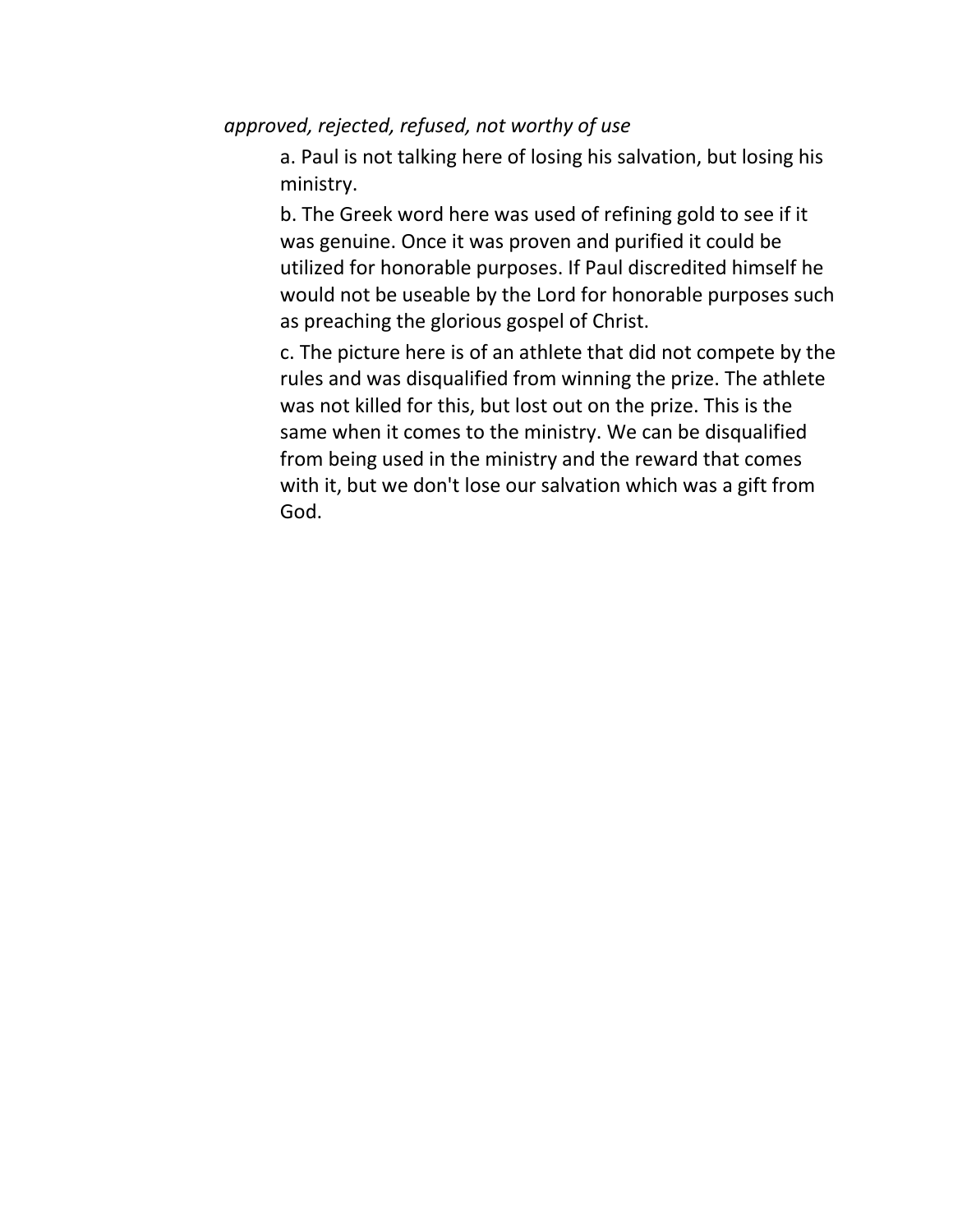*approved, rejected, refused, not worthy of use*

a. Paul is not talking here of losing his salvation, but losing his ministry.

b. The Greek word here was used of refining gold to see if it was genuine. Once it was proven and purified it could be utilized for honorable purposes. If Paul discredited himself he would not be useable by the Lord for honorable purposes such as preaching the glorious gospel of Christ.

c. The picture here is of an athlete that did not compete by the rules and was disqualified from winning the prize. The athlete was not killed for this, but lost out on the prize. This is the same when it comes to the ministry. We can be disqualified from being used in the ministry and the reward that comes with it, but we don't lose our salvation which was a gift from God.